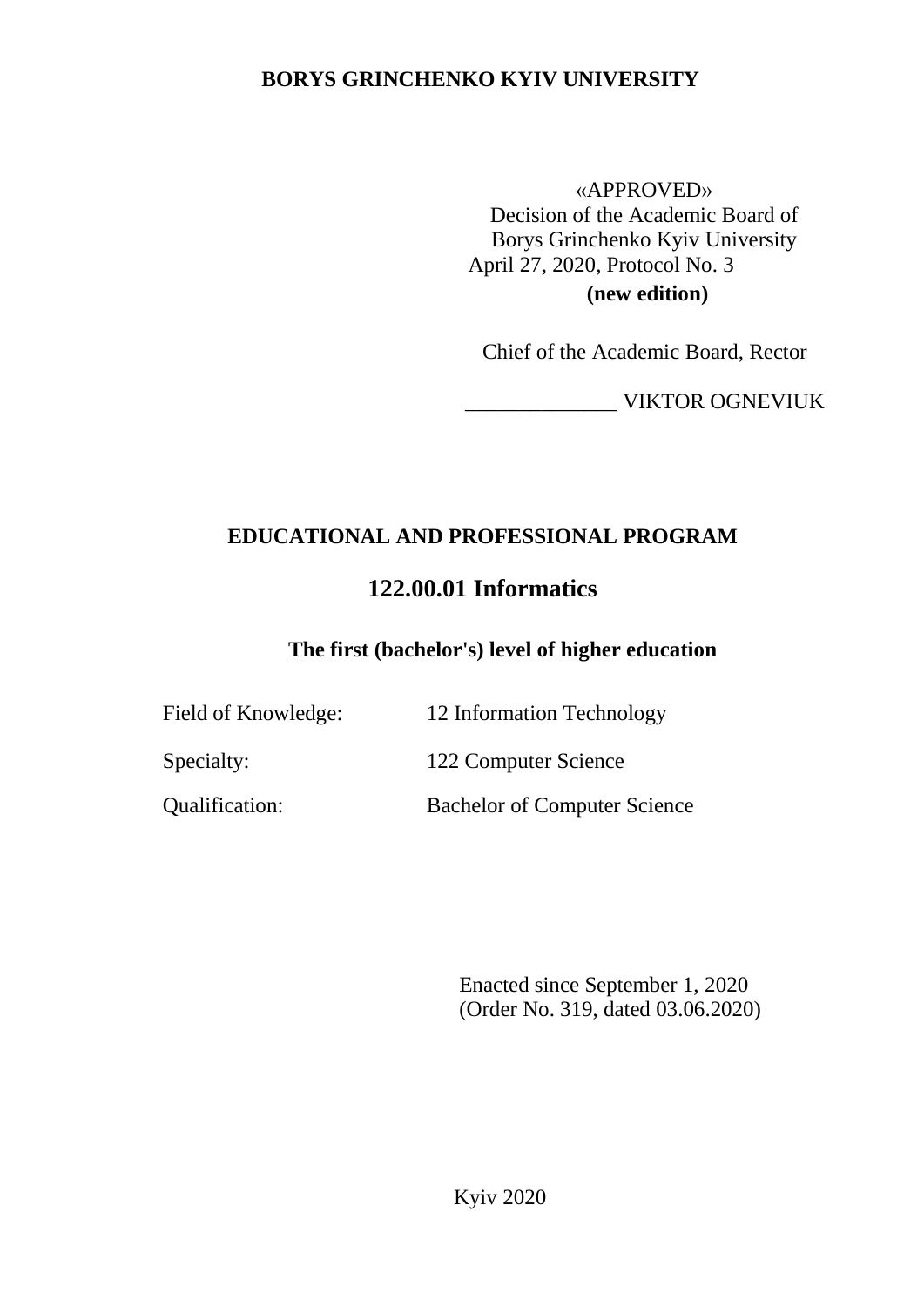**BORYS GRINCHENKO KYIV UNIVERSITY**

«APPROVED»
Decision of the Academic Board of
Borys Grinchenko Kyiv University
April 27, 2020, Protocol No. 3
**(new edition)**

Chief of the Academic Board, Rector

______________ VIKTOR OGNEVIUK

# EDUCATIONAL AND PROFESSIONAL PROGRAM

## 122.00.01 Informatics

### The first (bachelor's) level of higher education

| | |
|---|---|
| Field of Knowledge: | 12 Information Technology |
| Specialty: | 122 Computer Science |
| Qualification: | Bachelor of Computer Science |

Enacted since September 1, 2020
(Order No. 319, dated 03.06.2020)

Kyiv 2020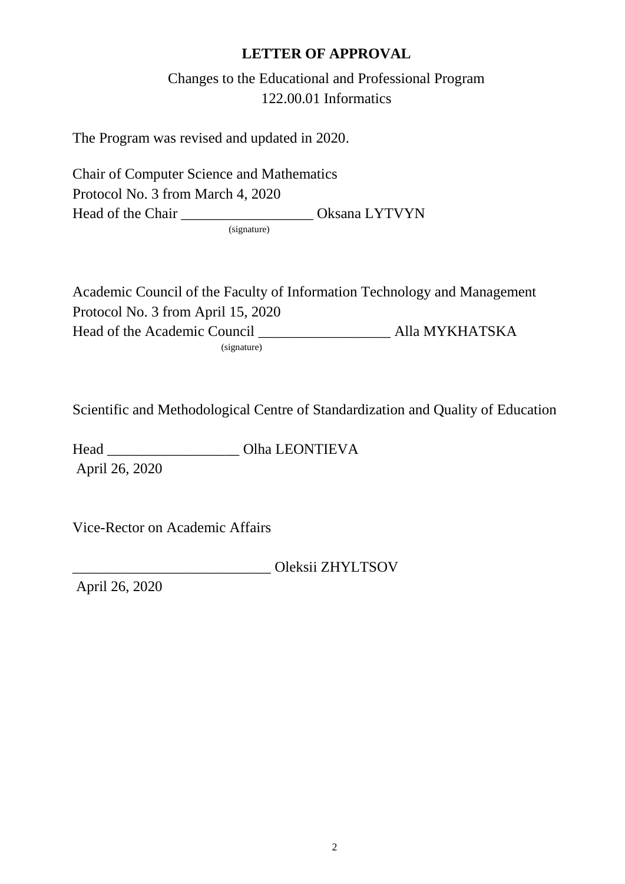# LETTER OF APPROVAL

Changes to the Educational and Professional Program
122.00.01 Informatics

The Program was revised and updated in 2020.

Chair of Computer Science and Mathematics
Protocol No. 3 from March 4, 2020
Head of the Chair __________________ Oksana LYTVYN
(signature)

Academic Council of the Faculty of Information Technology and Management
Protocol No. 3 from April 15, 2020
Head of the Academic Council __________________ Alla MYKHATSKA
(signature)

Scientific and Methodological Centre of Standardization and Quality of Education

Head __________________ Olha LEONTIEVA
April 26, 2020

Vice-Rector on Academic Affairs

___________________________ Oleksii ZHYLTSOV
April 26, 2020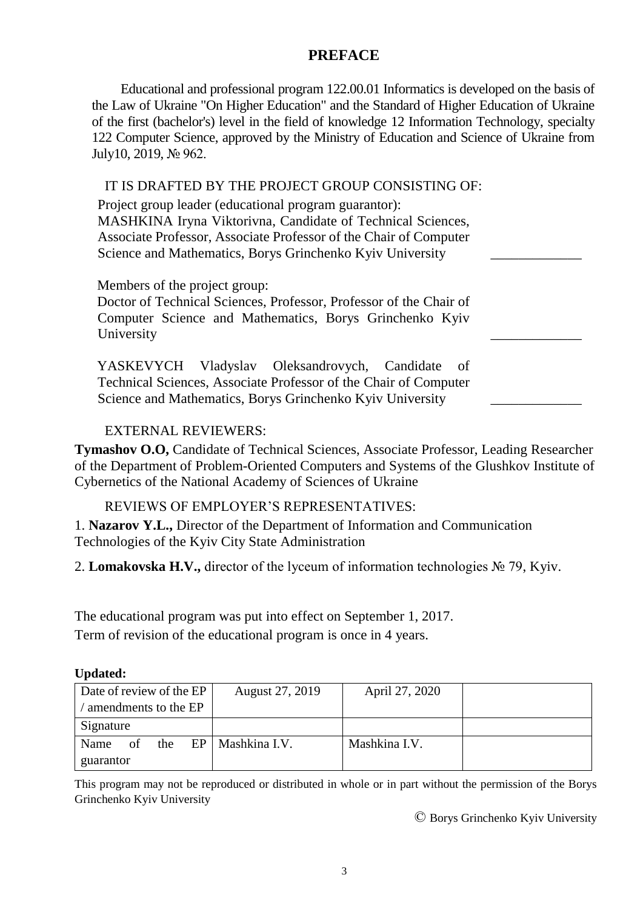# PREFACE

Educational and professional program 122.00.01 Informatics is developed on the basis of the Law of Ukraine "On Higher Education" and the Standard of Higher Education of Ukraine of the first (bachelor's) level in the field of knowledge 12 Information Technology, specialty 122 Computer Science, approved by the Ministry of Education and Science of Ukraine from July10, 2019, № 962.

IT IS DRAFTED BY THE PROJECT GROUP CONSISTING OF:

Project group leader (educational program guarantor):
MASHKINA Iryna Viktorivna, Candidate of Technical Sciences, Associate Professor, Associate Professor of the Chair of Computer Science and Mathematics, Borys Grinchenko Kyiv University _____________

Members of the project group:
Doctor of Technical Sciences, Professor, Professor of the Chair of Computer Science and Mathematics, Borys Grinchenko Kyiv University _____________

YASKEVYCH Vladyslav Oleksandrovych, Candidate of Technical Sciences, Associate Professor of the Chair of Computer Science and Mathematics, Borys Grinchenko Kyiv University _____________

EXTERNAL REVIEWERS:

**Tymashov O.O,** Candidate of Technical Sciences, Associate Professor, Leading Researcher of the Department of Problem-Oriented Computers and Systems of the Glushkov Institute of Cybernetics of the National Academy of Sciences of Ukraine

REVIEWS OF EMPLOYER'S REPRESENTATIVES:

1. **Nazarov Y.L.,** Director of the Department of Information and Communication Technologies of the Kyiv City State Administration

2. **Lomakovska H.V.,** director of the lyceum of information technologies № 79, Kyiv.

The educational program was put into effect on September 1, 2017.
Term of revision of the educational program is once in 4 years.

**Updated:**

| Date of review of the EP / amendments to the EP | August 27, 2019 | April 27, 2020 | |
|---|---|---|---|
| Signature | | | |
| Name of the EP guarantor | Mashkina I.V. | Mashkina I.V. | |

This program may not be reproduced or distributed in whole or in part without the permission of the Borys Grinchenko Kyiv University

© Borys Grinchenko Kyiv University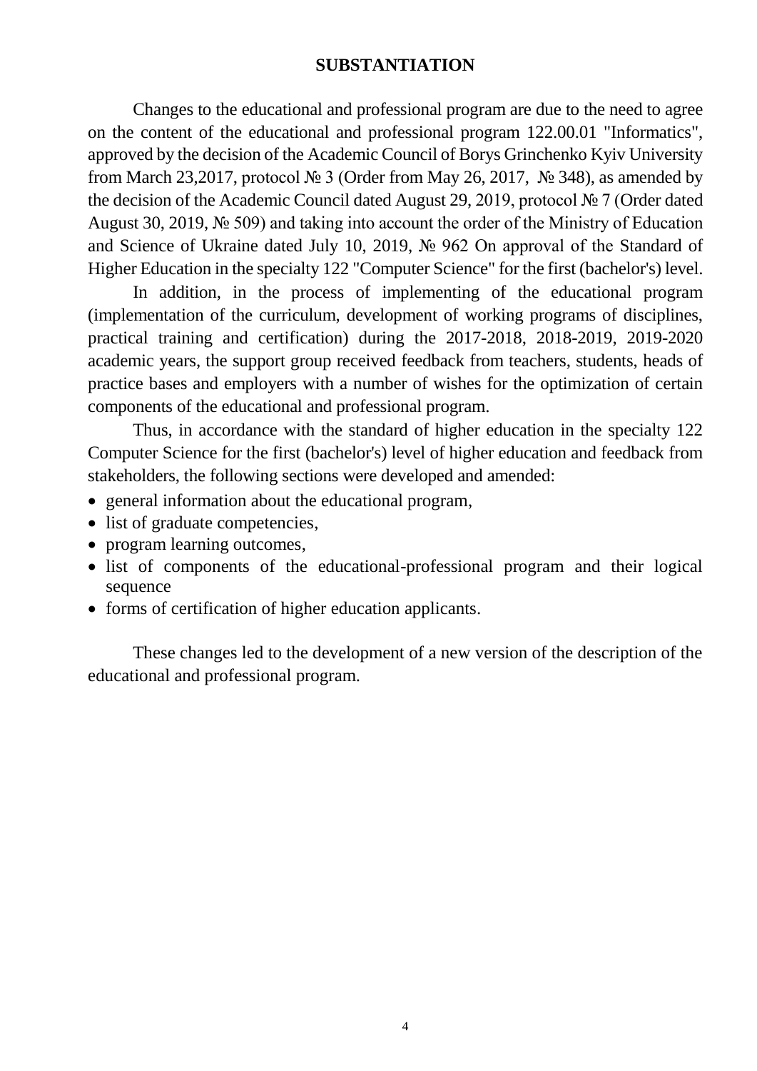## SUBSTANTIATION

Changes to the educational and professional program are due to the need to agree on the content of the educational and professional program 122.00.01 "Informatics", approved by the decision of the Academic Council of Borys Grinchenko Kyiv University from March 23,2017, protocol № 3 (Order from May 26, 2017, № 348), as amended by the decision of the Academic Council dated August 29, 2019, protocol № 7 (Order dated August 30, 2019, № 509) and taking into account the order of the Ministry of Education and Science of Ukraine dated July 10, 2019, № 962 On approval of the Standard of Higher Education in the specialty 122 "Computer Science" for the first (bachelor's) level.

In addition, in the process of implementing of the educational program (implementation of the curriculum, development of working programs of disciplines, practical training and certification) during the 2017-2018, 2018-2019, 2019-2020 academic years, the support group received feedback from teachers, students, heads of practice bases and employers with a number of wishes for the optimization of certain components of the educational and professional program.

Thus, in accordance with the standard of higher education in the specialty 122 Computer Science for the first (bachelor's) level of higher education and feedback from stakeholders, the following sections were developed and amended:

- general information about the educational program,
- list of graduate competencies,
- program learning outcomes,
- list of components of the educational-professional program and their logical sequence
- forms of certification of higher education applicants.

These changes led to the development of a new version of the description of the educational and professional program.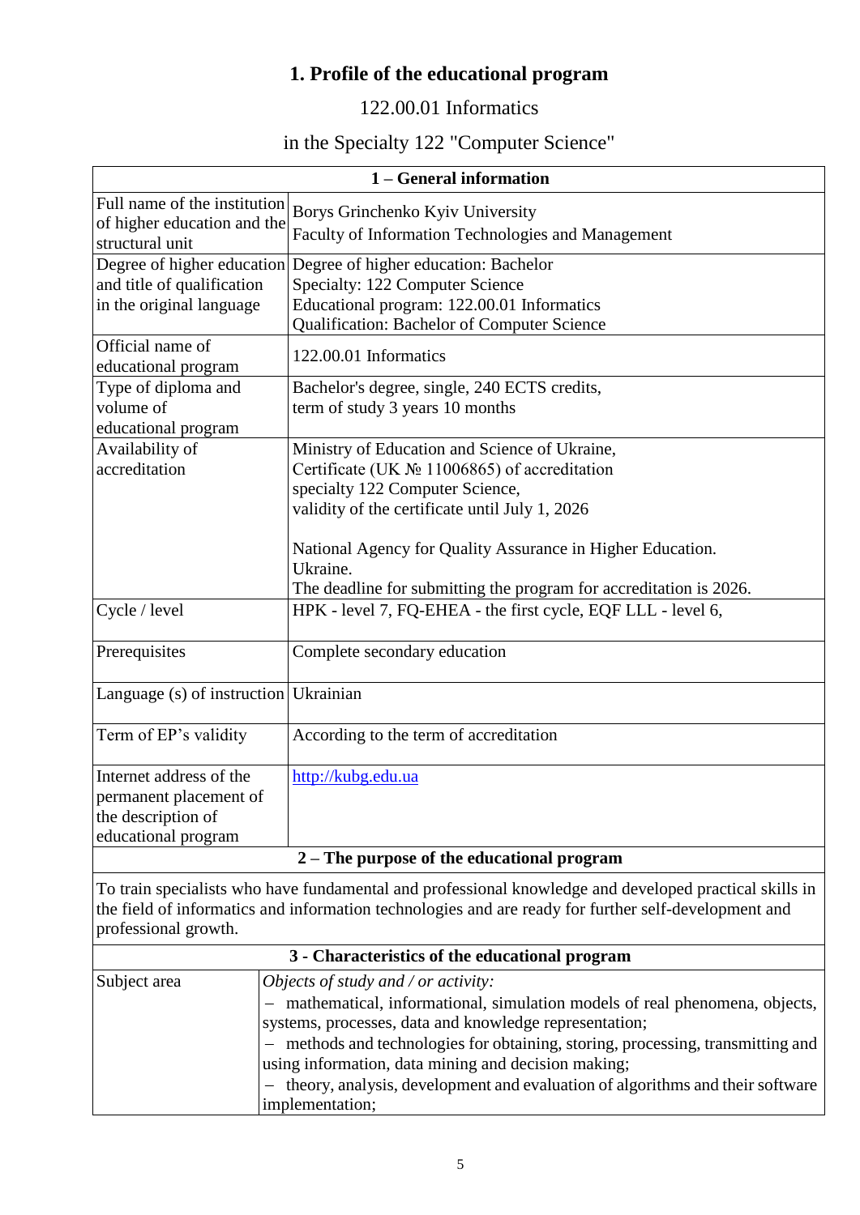# 1. Profile of the educational program

122.00.01 Informatics

in the Specialty 122 "Computer Science"

| 1 – General information | |
|---|---|
| Full name of the institution of higher education and the structural unit | Borys Grinchenko Kyiv University<br>Faculty of Information Technologies and Management |
| Degree of higher education and title of qualification in the original language | Degree of higher education: Bachelor<br>Specialty: 122 Computer Science<br>Educational program: 122.00.01 Informatics<br>Qualification: Bachelor of Computer Science |
| Official name of educational program | 122.00.01 Informatics |
| Type of diploma and volume of educational program | Bachelor's degree, single, 240 ECTS credits,<br>term of study 3 years 10 months |
| Availability of accreditation | Ministry of Education and Science of Ukraine,<br>Certificate (UK № 11006865) of accreditation<br>specialty 122 Computer Science,<br>validity of the certificate until July 1, 2026<br><br>National Agency for Quality Assurance in Higher Education. Ukraine.<br>The deadline for submitting the program for accreditation is 2026. |
| Cycle / level | HPK - level 7, FQ-EHEA - the first cycle, EQF LLL - level 6, |
| Prerequisites | Complete secondary education |
| Language (s) of instruction | Ukrainian |
| Term of EP's validity | According to the term of accreditation |
| Internet address of the permanent placement of the description of educational program | http://kubg.edu.ua |
| **2 – The purpose of the educational program** | |
| To train specialists who have fundamental and professional knowledge and developed practical skills in the field of informatics and information technologies and are ready for further self-development and professional growth. | |
| **3 - Characteristics of the educational program** | |
| Subject area | *Objects of study and / or activity:*<br>– mathematical, informational, simulation models of real phenomena, objects, systems, processes, data and knowledge representation;<br>– methods and technologies for obtaining, storing, processing, transmitting and using information, data mining and decision making;<br>– theory, analysis, development and evaluation of algorithms and their software implementation; |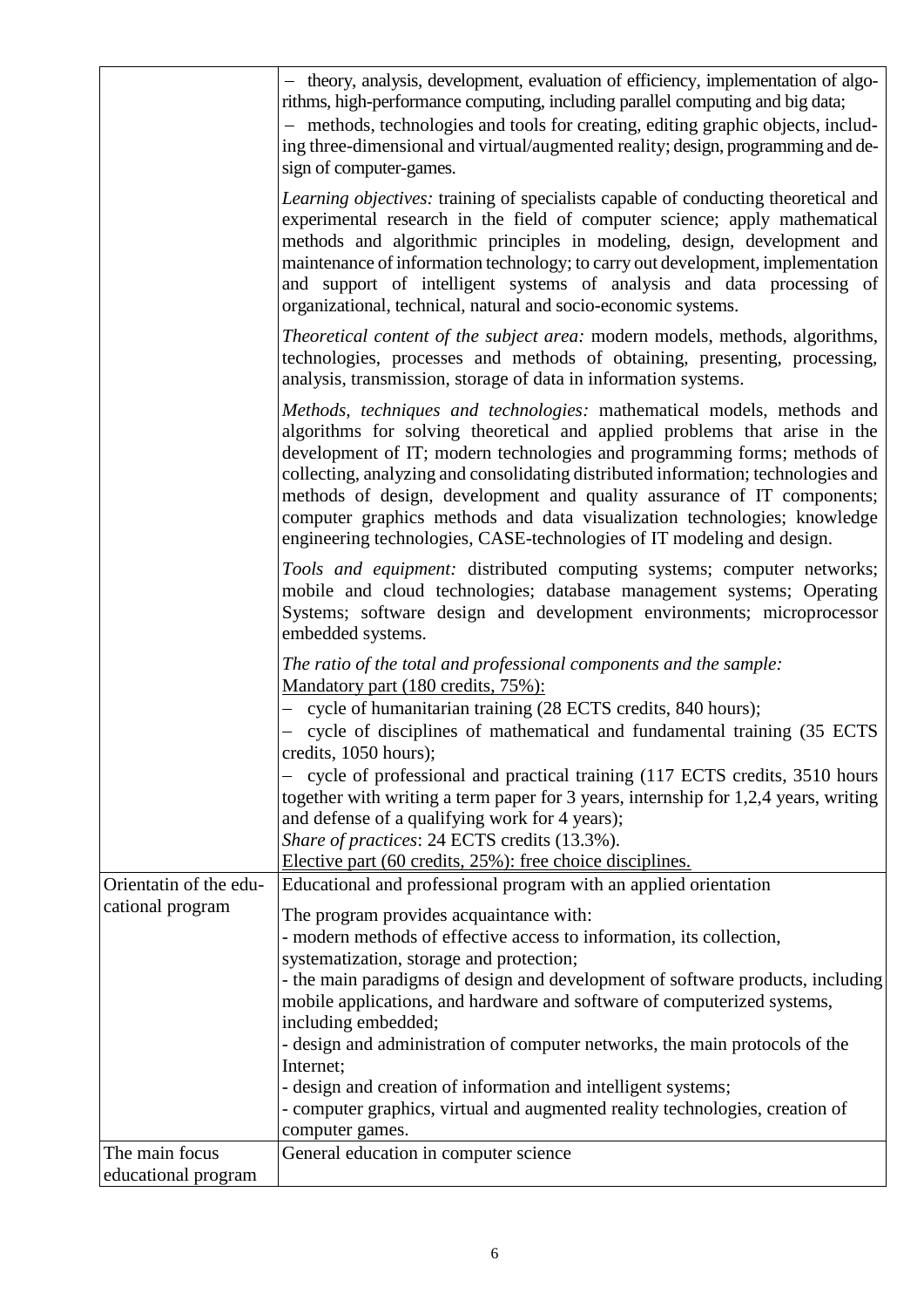| | |
|---|---|
| | – theory, analysis, development, evaluation of efficiency, implementation of algorithms, high-performance computing, including parallel computing and big data;<br>– methods, technologies and tools for creating, editing graphic objects, including three-dimensional and virtual/augmented reality; design, programming and design of computer-games.<br><br>*Learning objectives:* training of specialists capable of conducting theoretical and experimental research in the field of computer science; apply mathematical methods and algorithmic principles in modeling, design, development and maintenance of information technology; to carry out development, implementation and support of intelligent systems of analysis and data processing of organizational, technical, natural and socio-economic systems.<br><br>*Theoretical content of the subject area:* modern models, methods, algorithms, technologies, processes and methods of obtaining, presenting, processing, analysis, transmission, storage of data in information systems.<br><br>*Methods, techniques and technologies:* mathematical models, methods and algorithms for solving theoretical and applied problems that arise in the development of IT; modern technologies and programming forms; methods of collecting, analyzing and consolidating distributed information; technologies and methods of design, development and quality assurance of IT components; computer graphics methods and data visualization technologies; knowledge engineering technologies, CASE-technologies of IT modeling and design.<br><br>*Tools and equipment:* distributed computing systems; computer networks; mobile and cloud technologies; database management systems; Operating Systems; software design and development environments; microprocessor embedded systems.<br><br>*The ratio of the total and professional components and the sample:*<br>Mandatory part (180 credits, 75%):<br>– cycle of humanitarian training (28 ECTS credits, 840 hours);<br>– cycle of disciplines of mathematical and fundamental training (35 ECTS credits, 1050 hours);<br>– cycle of professional and practical training (117 ECTS credits, 3510 hours together with writing a term paper for 3 years, internship for 1,2,4 years, writing and defense of a qualifying work for 4 years);<br>*Share of practices*: 24 ECTS credits (13.3%).<br>Elective part (60 credits, 25%): free choice disciplines. |
| Orientatin of the educational program | Educational and professional program with an applied orientation<br><br>The program provides acquaintance with:<br>- modern methods of effective access to information, its collection, systematization, storage and protection;<br>- the main paradigms of design and development of software products, including mobile applications, and hardware and software of computerized systems, including embedded;<br>- design and administration of computer networks, the main protocols of the Internet;<br>- design and creation of information and intelligent systems;<br>- computer graphics, virtual and augmented reality technologies, creation of computer games. |
| The main focus educational program | General education in computer science |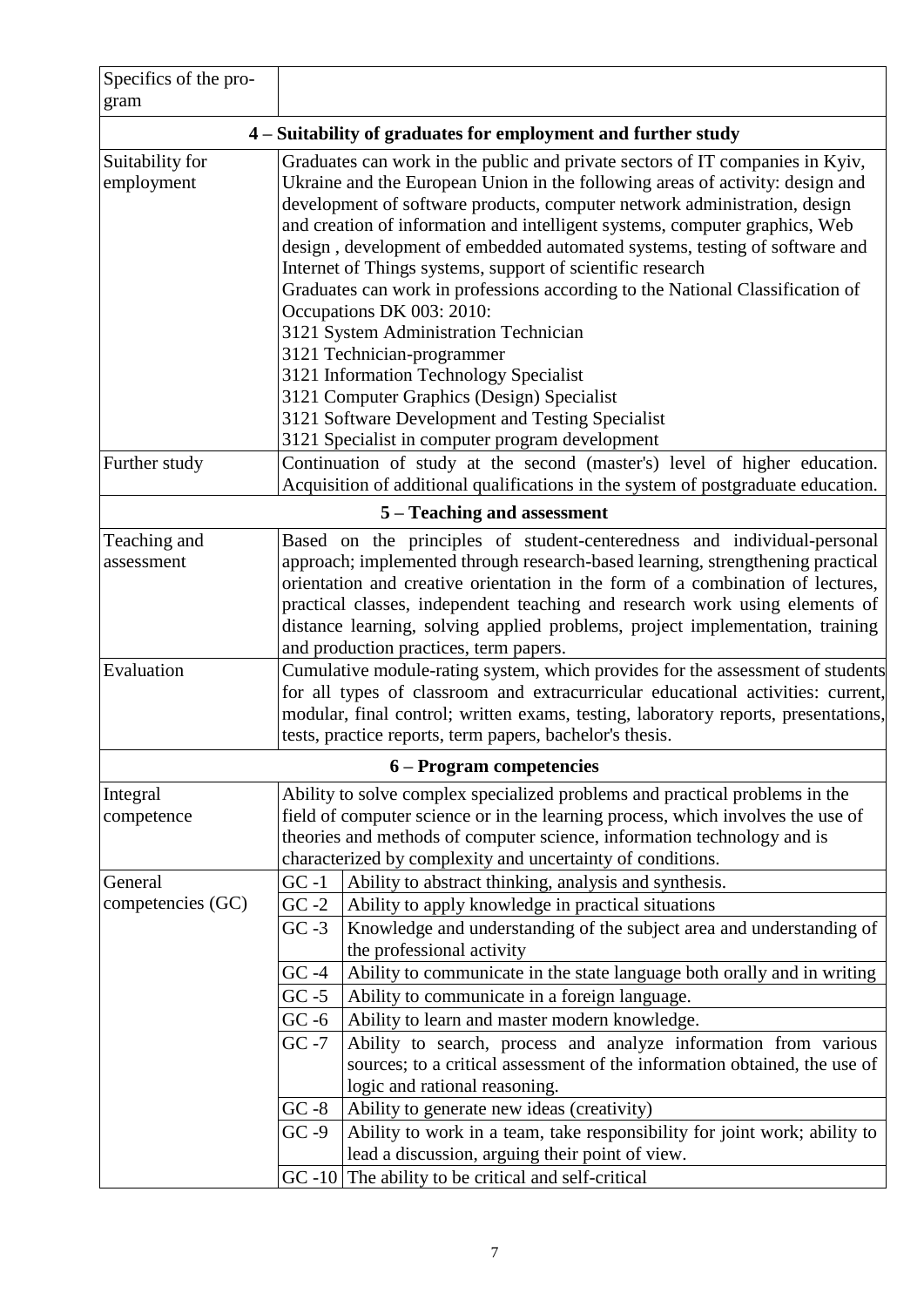| Specifics of the program | | |
|---|---|---|
| **4 – Suitability of graduates for employment and further study** | | |
| Suitability for employment | Graduates can work in the public and private sectors of IT companies in Kyiv, Ukraine and the European Union in the following areas of activity: design and development of software products, computer network administration, design and creation of information and intelligent systems, computer graphics, Web design , development of embedded automated systems, testing of software and Internet of Things systems, support of scientific research<br>Graduates can work in professions according to the National Classification of Occupations DK 003: 2010:<br>3121 System Administration Technician<br>3121 Technician-programmer<br>3121 Information Technology Specialist<br>3121 Computer Graphics (Design) Specialist<br>3121 Software Development and Testing Specialist<br>3121 Specialist in computer program development | |
| Further study | Continuation of study at the second (master's) level of higher education. Acquisition of additional qualifications in the system of postgraduate education. | |
| **5 – Teaching and assessment** | | |
| Teaching and assessment | Based on the principles of student-centeredness and individual-personal approach; implemented through research-based learning, strengthening practical orientation and creative orientation in the form of a combination of lectures, practical classes, independent teaching and research work using elements of distance learning, solving applied problems, project implementation, training and production practices, term papers. | |
| Evaluation | Cumulative module-rating system, which provides for the assessment of students for all types of classroom and extracurricular educational activities: current, modular, final control; written exams, testing, laboratory reports, presentations, tests, practice reports, term papers, bachelor's thesis. | |
| **6 – Program competencies** | | |
| Integral competence | Ability to solve complex specialized problems and practical problems in the field of computer science or in the learning process, which involves the use of theories and methods of computer science, information technology and is characterized by complexity and uncertainty of conditions. | |
| General competencies (GC) | GC -1 | Ability to abstract thinking, analysis and synthesis. |
| | GC -2 | Ability to apply knowledge in practical situations |
| | GC -3 | Knowledge and understanding of the subject area and understanding of the professional activity |
| | GC -4 | Ability to communicate in the state language both orally and in writing |
| | GC -5 | Ability to communicate in a foreign language. |
| | GC -6 | Ability to learn and master modern knowledge. |
| | GC -7 | Ability to search, process and analyze information from various sources; to a critical assessment of the information obtained, the use of logic and rational reasoning. |
| | GC -8 | Ability to generate new ideas (creativity) |
| | GC -9 | Ability to work in a team, take responsibility for joint work; ability to lead a discussion, arguing their point of view. |
| | GC -10 | The ability to be critical and self-critical |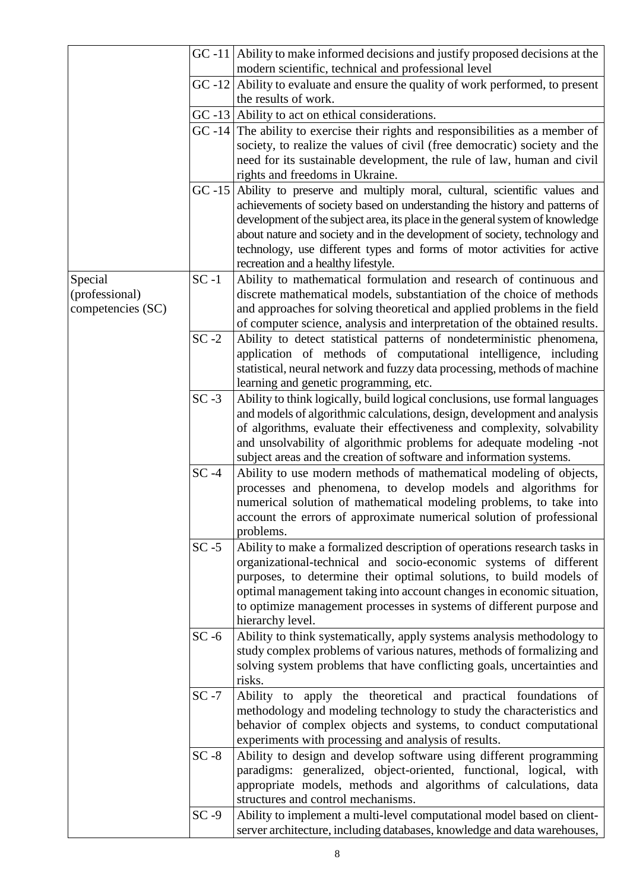| | | |
|---|---|---|
| | GC -11 | Ability to make informed decisions and justify proposed decisions at the modern scientific, technical and professional level |
| | GC -12 | Ability to evaluate and ensure the quality of work performed, to present the results of work. |
| | GC -13 | Ability to act on ethical considerations. |
| | GC -14 | The ability to exercise their rights and responsibilities as a member of society, to realize the values of civil (free democratic) society and the need for its sustainable development, the rule of law, human and civil rights and freedoms in Ukraine. |
| | GC -15 | Ability to preserve and multiply moral, cultural, scientific values and achievements of society based on understanding the history and patterns of development of the subject area, its place in the general system of knowledge about nature and society and in the development of society, technology and technology, use different types and forms of motor activities for active recreation and a healthy lifestyle. |
| Special (professional) competencies (SC) | SC -1 | Ability to mathematical formulation and research of continuous and discrete mathematical models, substantiation of the choice of methods and approaches for solving theoretical and applied problems in the field of computer science, analysis and interpretation of the obtained results. |
| | SC -2 | Ability to detect statistical patterns of nondeterministic phenomena, application of methods of computational intelligence, including statistical, neural network and fuzzy data processing, methods of machine learning and genetic programming, etc. |
| | SC -3 | Ability to think logically, build logical conclusions, use formal languages and models of algorithmic calculations, design, development and analysis of algorithms, evaluate their effectiveness and complexity, solvability and unsolvability of algorithmic problems for adequate modeling -not subject areas and the creation of software and information systems. |
| | SC -4 | Ability to use modern methods of mathematical modeling of objects, processes and phenomena, to develop models and algorithms for numerical solution of mathematical modeling problems, to take into account the errors of approximate numerical solution of professional problems. |
| | SC -5 | Ability to make a formalized description of operations research tasks in organizational-technical and socio-economic systems of different purposes, to determine their optimal solutions, to build models of optimal management taking into account changes in economic situation, to optimize management processes in systems of different purpose and hierarchy level. |
| | SC -6 | Ability to think systematically, apply systems analysis methodology to study complex problems of various natures, methods of formalizing and solving system problems that have conflicting goals, uncertainties and risks. |
| | SC -7 | Ability to apply the theoretical and practical foundations of methodology and modeling technology to study the characteristics and behavior of complex objects and systems, to conduct computational experiments with processing and analysis of results. |
| | SC -8 | Ability to design and develop software using different programming paradigms: generalized, object-oriented, functional, logical, with appropriate models, methods and algorithms of calculations, data structures and control mechanisms. |
| | SC -9 | Ability to implement a multi-level computational model based on client-server architecture, including databases, knowledge and data warehouses, |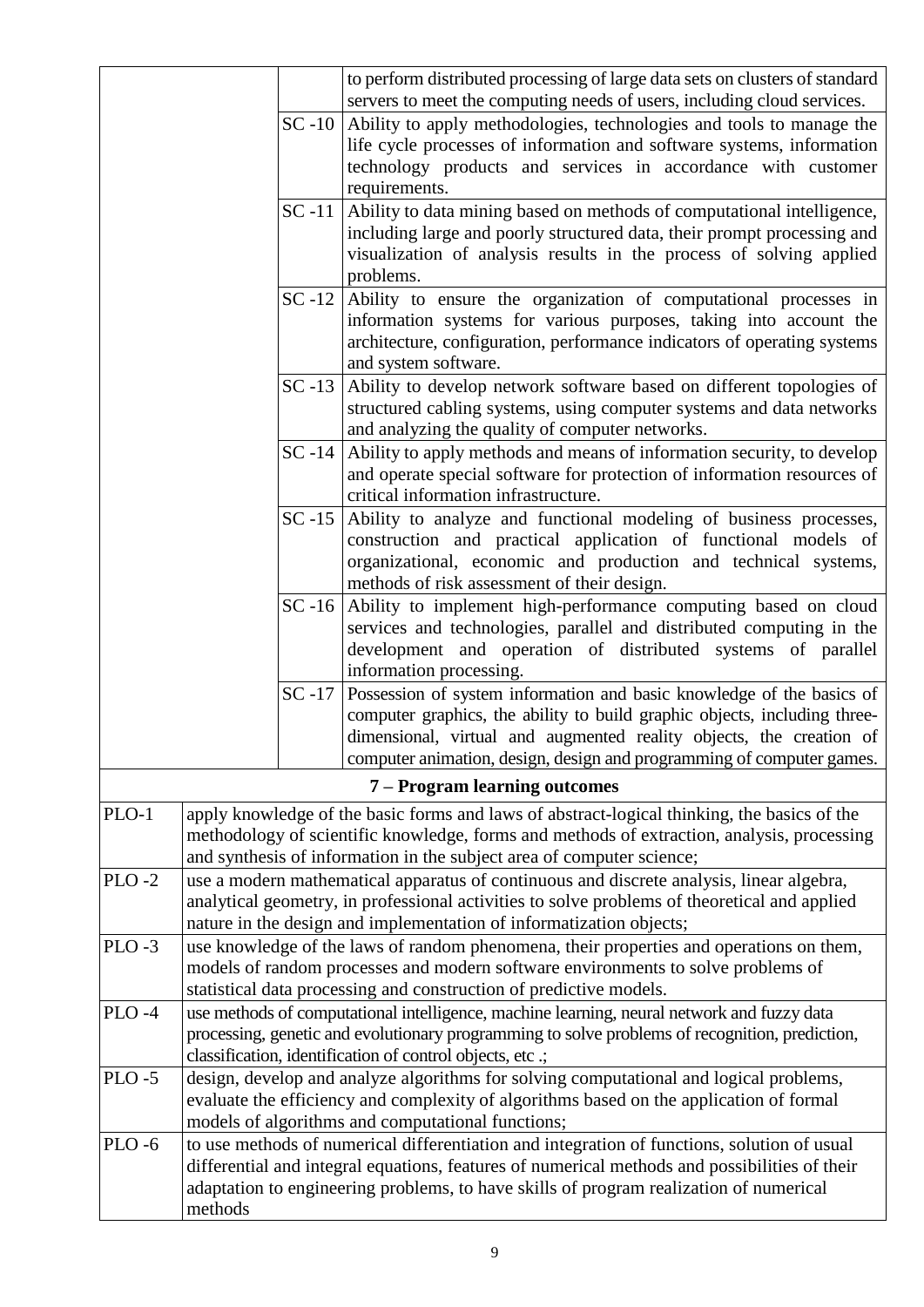| | | |
|---|---|---|
| | | to perform distributed processing of large data sets on clusters of standard servers to meet the computing needs of users, including cloud services. |
| | SC -10 | Ability to apply methodologies, technologies and tools to manage the life cycle processes of information and software systems, information technology products and services in accordance with customer requirements. |
| | SC -11 | Ability to data mining based on methods of computational intelligence, including large and poorly structured data, their prompt processing and visualization of analysis results in the process of solving applied problems. |
| | SC -12 | Ability to ensure the organization of computational processes in information systems for various purposes, taking into account the architecture, configuration, performance indicators of operating systems and system software. |
| | SC -13 | Ability to develop network software based on different topologies of structured cabling systems, using computer systems and data networks and analyzing the quality of computer networks. |
| | SC -14 | Ability to apply methods and means of information security, to develop and operate special software for protection of information resources of critical information infrastructure. |
| | SC -15 | Ability to analyze and functional modeling of business processes, construction and practical application of functional models of organizational, economic and production and technical systems, methods of risk assessment of their design. |
| | SC -16 | Ability to implement high-performance computing based on cloud services and technologies, parallel and distributed computing in the development and operation of distributed systems of parallel information processing. |
| | SC -17 | Possession of system information and basic knowledge of the basics of computer graphics, the ability to build graphic objects, including three-dimensional, virtual and augmented reality objects, the creation of computer animation, design, design and programming of computer games. |

**7 – Program learning outcomes**

| | |
|---|---|
| PLO-1 | apply knowledge of the basic forms and laws of abstract-logical thinking, the basics of the methodology of scientific knowledge, forms and methods of extraction, analysis, processing and synthesis of information in the subject area of computer science; |
| PLO -2 | use a modern mathematical apparatus of continuous and discrete analysis, linear algebra, analytical geometry, in professional activities to solve problems of theoretical and applied nature in the design and implementation of informatization objects; |
| PLO -3 | use knowledge of the laws of random phenomena, their properties and operations on them, models of random processes and modern software environments to solve problems of statistical data processing and construction of predictive models. |
| PLO -4 | use methods of computational intelligence, machine learning, neural network and fuzzy data processing, genetic and evolutionary programming to solve problems of recognition, prediction, classification, identification of control objects, etc .; |
| PLO -5 | design, develop and analyze algorithms for solving computational and logical problems, evaluate the efficiency and complexity of algorithms based on the application of formal models of algorithms and computational functions; |
| PLO -6 | to use methods of numerical differentiation and integration of functions, solution of usual differential and integral equations, features of numerical methods and possibilities of their adaptation to engineering problems, to have skills of program realization of numerical methods |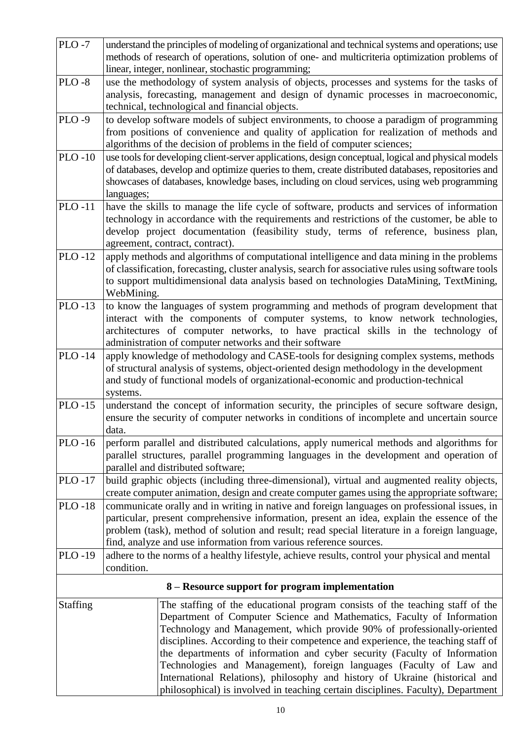| | |
|---|---|
| PLO -7 | understand the principles of modeling of organizational and technical systems and operations; use methods of research of operations, solution of one- and multicriteria optimization problems of linear, integer, nonlinear, stochastic programming; |
| PLO -8 | use the methodology of system analysis of objects, processes and systems for the tasks of analysis, forecasting, management and design of dynamic processes in macroeconomic, technical, technological and financial objects. |
| PLO -9 | to develop software models of subject environments, to choose a paradigm of programming from positions of convenience and quality of application for realization of methods and algorithms of the decision of problems in the field of computer sciences; |
| PLO -10 | use tools for developing client-server applications, design conceptual, logical and physical models of databases, develop and optimize queries to them, create distributed databases, repositories and showcases of databases, knowledge bases, including on cloud services, using web programming languages; |
| PLO -11 | have the skills to manage the life cycle of software, products and services of information technology in accordance with the requirements and restrictions of the customer, be able to develop project documentation (feasibility study, terms of reference, business plan, agreement, contract, contract). |
| PLO -12 | apply methods and algorithms of computational intelligence and data mining in the problems of classification, forecasting, cluster analysis, search for associative rules using software tools to support multidimensional data analysis based on technologies DataMining, TextMining, WebMining. |
| PLO -13 | to know the languages of system programming and methods of program development that interact with the components of computer systems, to know network technologies, architectures of computer networks, to have practical skills in the technology of administration of computer networks and their software |
| PLO -14 | apply knowledge of methodology and CASE-tools for designing complex systems, methods of structural analysis of systems, object-oriented design methodology in the development and study of functional models of organizational-economic and production-technical systems. |
| PLO -15 | understand the concept of information security, the principles of secure software design, ensure the security of computer networks in conditions of incomplete and uncertain source data. |
| PLO -16 | perform parallel and distributed calculations, apply numerical methods and algorithms for parallel structures, parallel programming languages in the development and operation of parallel and distributed software; |
| PLO -17 | build graphic objects (including three-dimensional), virtual and augmented reality objects, create computer animation, design and create computer games using the appropriate software; |
| PLO -18 | communicate orally and in writing in native and foreign languages on professional issues, in particular, present comprehensive information, present an idea, explain the essence of the problem (task), method of solution and result; read special literature in a foreign language, find, analyze and use information from various reference sources. |
| PLO -19 | adhere to the norms of a healthy lifestyle, achieve results, control your physical and mental condition. |

## 8 – Resource support for program implementation

| | |
|---|---|
| Staffing | The staffing of the educational program consists of the teaching staff of the Department of Computer Science and Mathematics, Faculty of Information Technology and Management, which provide 90% of professionally-oriented disciplines. According to their competence and experience, the teaching staff of the departments of information and cyber security (Faculty of Information Technologies and Management), foreign languages (Faculty of Law and International Relations), philosophy and history of Ukraine (historical and philosophical) is involved in teaching certain disciplines. Faculty), Department |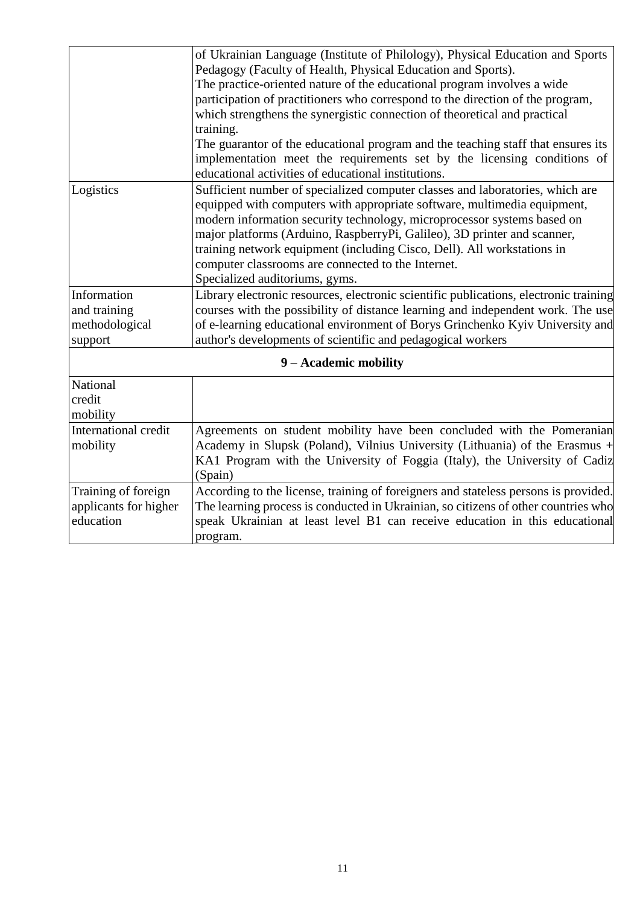| | |
|---|---|
| | of Ukrainian Language (Institute of Philology), Physical Education and Sports Pedagogy (Faculty of Health, Physical Education and Sports).<br>The practice-oriented nature of the educational program involves a wide participation of practitioners who correspond to the direction of the program, which strengthens the synergistic connection of theoretical and practical training.<br>The guarantor of the educational program and the teaching staff that ensures its implementation meet the requirements set by the licensing conditions of educational activities of educational institutions. |
| Logistics | Sufficient number of specialized computer classes and laboratories, which are equipped with computers with appropriate software, multimedia equipment, modern information security technology, microprocessor systems based on major platforms (Arduino, RaspberryPi, Galileo), 3D printer and scanner, training network equipment (including Cisco, Dell). All workstations in computer classrooms are connected to the Internet.<br>Specialized auditoriums, gyms. |
| Information and training methodological support | Library electronic resources, electronic scientific publications, electronic training courses with the possibility of distance learning and independent work. The use of e-learning educational environment of Borys Grinchenko Kyiv University and author's developments of scientific and pedagogical workers |
| **9 – Academic mobility** | |
| National credit mobility | |
| International credit mobility | Agreements on student mobility have been concluded with the Pomeranian Academy in Slupsk (Poland), Vilnius University (Lithuania) of the Erasmus + KA1 Program with the University of Foggia (Italy), the University of Cadiz (Spain) |
| Training of foreign applicants for higher education | According to the license, training of foreigners and stateless persons is provided. The learning process is conducted in Ukrainian, so citizens of other countries who speak Ukrainian at least level B1 can receive education in this educational program. |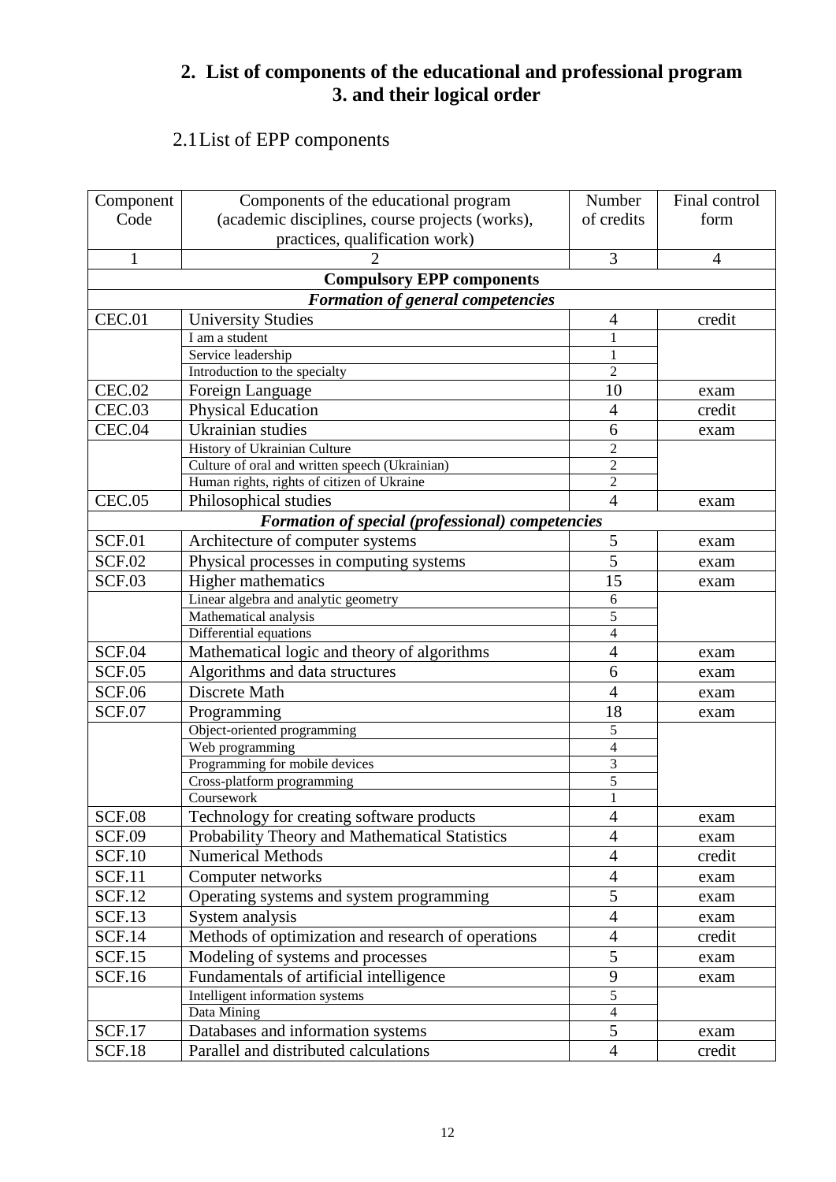## 2. List of components of the educational and professional program 3. and their logical order

### 2.1 List of EPP components

| Component Code | Components of the educational program (academic disciplines, course projects (works), practices, qualification work) | Number of credits | Final control form |
|---|---|---|---|
| 1 | 2 | 3 | 4 |
| | **Compulsory EPP components** | | |
| | ***Formation of general competencies*** | | |
| CEC.01 | University Studies | 4 | credit |
| | I am a student | 1 | |
| | Service leadership | 1 | |
| | Introduction to the specialty | 2 | |
| CEC.02 | Foreign Language | 10 | exam |
| CEC.03 | Physical Education | 4 | credit |
| CEC.04 | Ukrainian studies | 6 | exam |
| | History of Ukrainian Culture | 2 | |
| | Culture of oral and written speech (Ukrainian) | 2 | |
| | Human rights, rights of citizen of Ukraine | 2 | |
| CEC.05 | Philosophical studies | 4 | exam |
| | ***Formation of special (professional) competencies*** | | |
| SCF.01 | Architecture of computer systems | 5 | exam |
| SCF.02 | Physical processes in computing systems | 5 | exam |
| SCF.03 | Higher mathematics | 15 | exam |
| | Linear algebra and analytic geometry | 6 | |
| | Mathematical analysis | 5 | |
| | Differential equations | 4 | |
| SCF.04 | Mathematical logic and theory of algorithms | 4 | exam |
| SCF.05 | Algorithms and data structures | 6 | exam |
| SCF.06 | Discrete Math | 4 | exam |
| SCF.07 | Programming | 18 | exam |
| | Object-oriented programming | 5 | |
| | Web programming | 4 | |
| | Programming for mobile devices | 3 | |
| | Cross-platform programming | 5 | |
| | Coursework | 1 | |
| SCF.08 | Technology for creating software products | 4 | exam |
| SCF.09 | Probability Theory and Mathematical Statistics | 4 | exam |
| SCF.10 | Numerical Methods | 4 | credit |
| SCF.11 | Computer networks | 4 | exam |
| SCF.12 | Operating systems and system programming | 5 | exam |
| SCF.13 | System analysis | 4 | exam |
| SCF.14 | Methods of optimization and research of operations | 4 | credit |
| SCF.15 | Modeling of systems and processes | 5 | exam |
| SCF.16 | Fundamentals of artificial intelligence | 9 | exam |
| | Intelligent information systems | 5 | |
| | Data Mining | 4 | |
| SCF.17 | Databases and information systems | 5 | exam |
| SCF.18 | Parallel and distributed calculations | 4 | credit |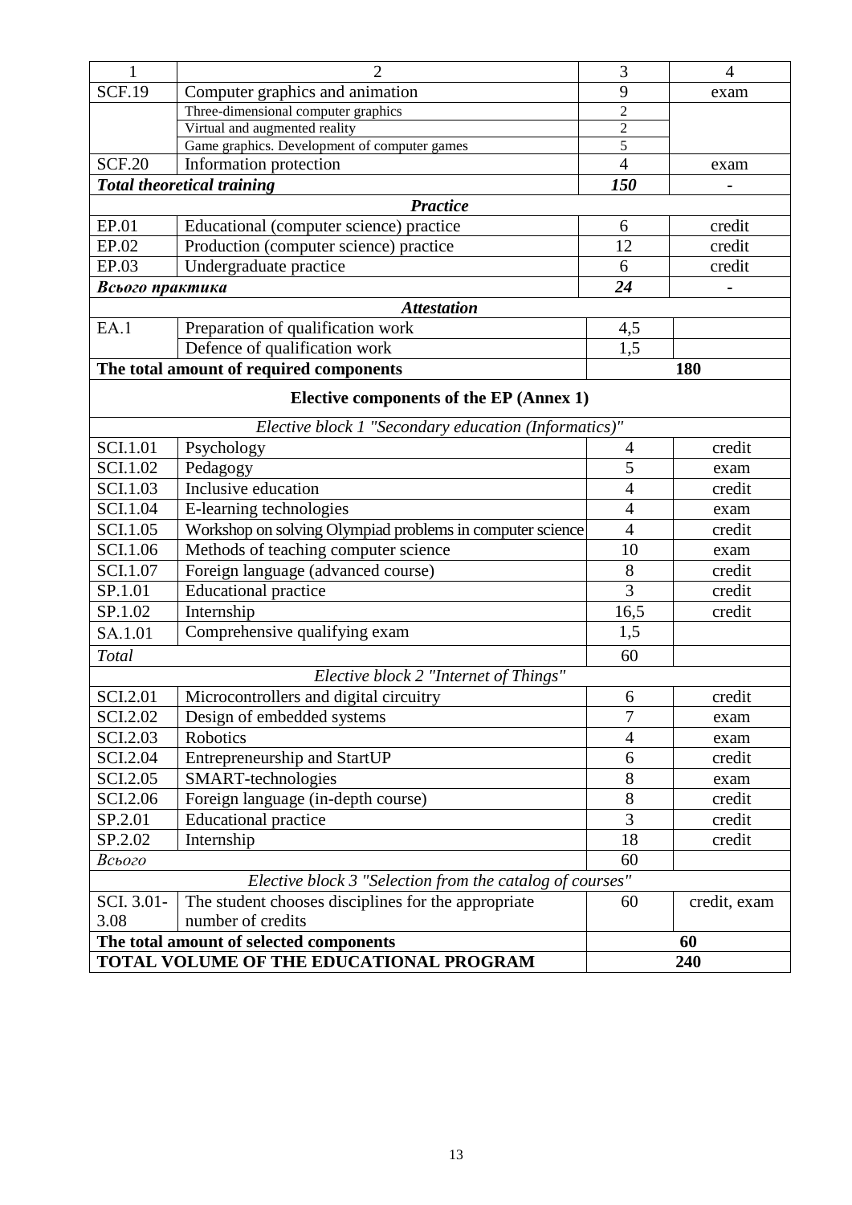| 1 | 2 | 3 | 4 |
|---|---|---|---|
| SCF.19 | Computer graphics and animation | 9 | exam |
| | Three-dimensional computer graphics | 2 | |
| | Virtual and augmented reality | 2 | |
| | Game graphics. Development of computer games | 5 | |
| SCF.20 | Information protection | 4 | exam |
| ***Total theoretical training*** | | ***150*** | - |
| ***Practice*** | | | |
| EP.01 | Educational (computer science) practice | 6 | credit |
| EP.02 | Production (computer science) practice | 12 | credit |
| EP.03 | Undergraduate practice | 6 | credit |
| ***Всього практика*** | | ***24*** | - |
| ***Attestation*** | | | |
| EA.1 | Preparation of qualification work | 4,5 | |
| | Defence of qualification work | 1,5 | |
| **The total amount of required components** | | **180** | |
| **Elective components of the EP (Annex 1)** | | | |
| *Elective block 1 "Secondary education (Informatics)"* | | | |
| SCI.1.01 | Psychology | 4 | credit |
| SCI.1.02 | Pedagogy | 5 | exam |
| SCI.1.03 | Inclusive education | 4 | credit |
| SCI.1.04 | E-learning technologies | 4 | exam |
| SCI.1.05 | Workshop on solving Olympiad problems in computer science | 4 | credit |
| SCI.1.06 | Methods of teaching computer science | 10 | exam |
| SCI.1.07 | Foreign language (advanced course) | 8 | credit |
| SP.1.01 | Educational practice | 3 | credit |
| SP.1.02 | Internship | 16,5 | credit |
| SA.1.01 | Comprehensive qualifying exam | 1,5 | |
| *Total* | | 60 | |
| *Elective block 2 "Internet of Things"* | | | |
| SCI.2.01 | Microcontrollers and digital circuitry | 6 | credit |
| SCI.2.02 | Design of embedded systems | 7 | exam |
| SCI.2.03 | Robotics | 4 | exam |
| SCI.2.04 | Entrepreneurship and StartUP | 6 | credit |
| SCI.2.05 | SMART-technologies | 8 | exam |
| SCI.2.06 | Foreign language (in-depth course) | 8 | credit |
| SP.2.01 | Educational practice | 3 | credit |
| SP.2.02 | Internship | 18 | credit |
| *Всього* | | 60 | |
| *Elective block 3 "Selection from the catalog of courses"* | | | |
| SCI. 3.01-3.08 | The student chooses disciplines for the appropriate number of credits | 60 | credit, exam |
| **The total amount of selected components** | | **60** | |
| **TOTAL VOLUME OF THE EDUCATIONAL PROGRAM** | | **240** | |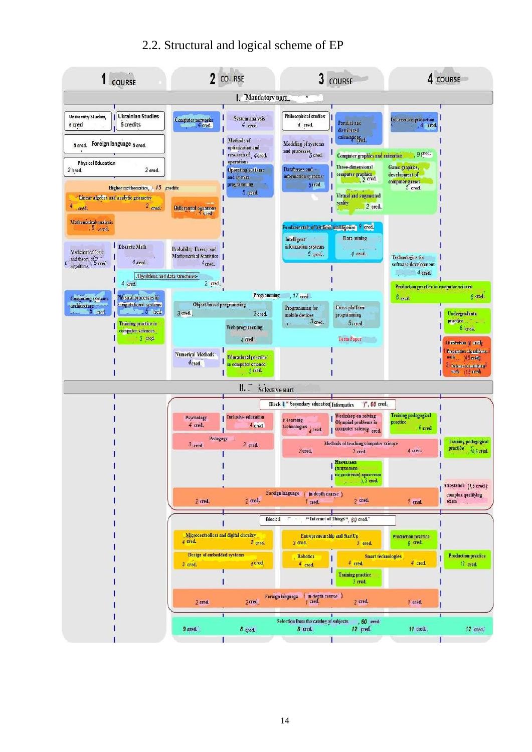## 2.2. Structural and logical scheme of EP

| 1 COURSE | 2 COURSE | 3 COURSE | 4 COURSE |
|---|---|---|---|
| **I. Mandatory part** | | | |
| University Studies, 6 cred; Ukrainian Studies 6 credits | Computer networks 4 cred.; System analysis 4 cred. | Philosophical studies 4 cred.; Parallel and distributed calculations 4 cred. | Information protection 4 cred. |
| Foreign language 5 cred., 5 cred. | Methods of optimization and research of operations 4 cred. | Modeling of systems and processes 5 cred. | |
| Physical Education 2 cred., 2 cred. | Operating systems and system programming 5 cred. | Databases and information systems 5 cred. | Computer graphics and animation 9 cred.: Three-dimensional computer graphics 2 cred.; Game graphics, development of computer games 5 cred.; Virtual and augmented reality 2 cred. |
| Higher mathematics, 15 credits: Linear algebra and analytic geometry 4 cred., 2 cred.; Mathematical analysis 5 cred. | Differential equations 4 cred. | | |
| | | Fundamentals of artificial intelligence 9 cred.: Intelligent information systems 5 cred.; Data mining 4 cred. | |
| Mathematical logic and theory of algorithms 5 cred.; Discrete Math 4 cred. | Probability Theory and Mathematical Statistics 4 cred. | | Technologies for software development 4 cred. |
| Algorithms and data structures 4 cred., 2 cred. | | | Production practice in computer science 6 cred., 6 cred. |
| Computing systems architecture 5 cred.; Physical processes in computational systems 5 cred. | Programming, 17 cred.: Object-based programming 3 cred., 2 cred. | Programming for mobile devices 3 cred.; Cross-platform programming 5 cred. | Undergraduate practice 6 cred. |
| Training practice in computer sciences 3 cred. | Web programming 4 cred. | Term Paper | Attestation (4 cred): 1) Preparation of qualifying work 4,5 cred; 2) Defense of qualifying work 1,5 cred. |
| | Numerical Methods 4 cred; Educational practice in computer science 3 cred. | | |
| **II. Selective part** | | | |
| **Block 1 "Secondary education (Informatics)", 60 cred.** | | | |
| | Psychology 4 cred.; Inclusive education 4 cred. | E-learning technologies 4 cred.; Workshop on solving Olympiad problems in computer science 4 cred. | Training pedagogical practice 6 cred. |
| | Pedagogy 3 cred., 2 cred. | Methods of teaching computer science 3 cred., 3 cred., 4 cred. | Training pedagogical practice 10,5 cred. |
| | | Навчальна (психолого-педагогічна) практика, 3 cred. | |
| | Foreign language (in-depth course) 2 cred., 2 cred. | 1 cred., 2 cred. | 1 cred.; Attestation (1,5 cred): complex qualifying exam |
| **Block 2 "Internet of Things", 60 cred.** | | | |
| | Microcontrollers and digital circuitry 4 cred., 2 cred. | Entrepreneurship and StartUp 3 cred., 3 cred. | Production practice 6 cred. |
| | Design of embedded systems 3 cred., 4 cred. | Robotics 4 cred.; Smart technologies 4 cred., 4 cred. | Production practice 12 cred. |
| | | Training practice 3 cred. | |
| | Foreign language (in-depth course) 2 cred., 2 cred. | 1 cred., 2 cred. | 1 cred. |
| Selection from the catalog of subjects, 60 cred.: 9 cred. | 8 cred., 8 cred. | 12 cred. | 11 cred., 12 cred. |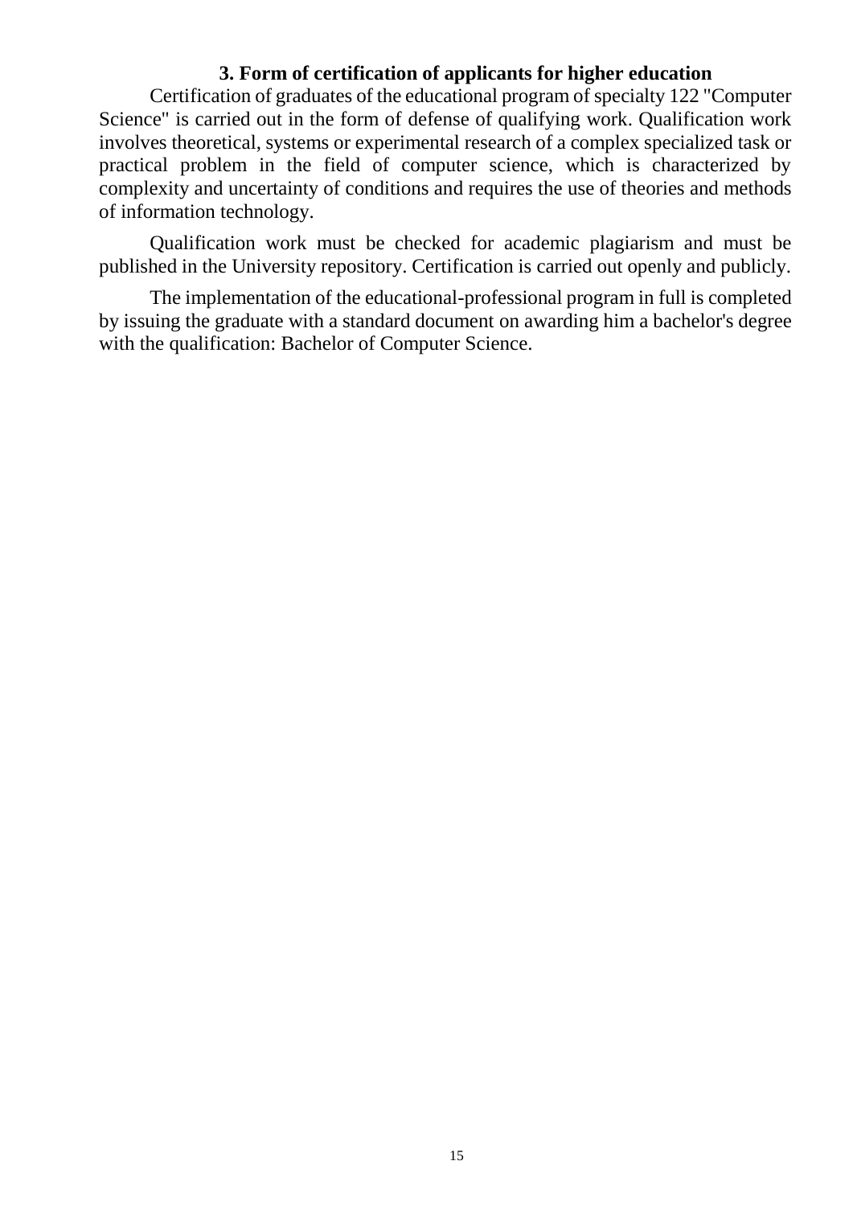## 3. Form of certification of applicants for higher education

Certification of graduates of the educational program of specialty 122 "Computer Science" is carried out in the form of defense of qualifying work. Qualification work involves theoretical, systems or experimental research of a complex specialized task or practical problem in the field of computer science, which is characterized by complexity and uncertainty of conditions and requires the use of theories and methods of information technology.

Qualification work must be checked for academic plagiarism and must be published in the University repository. Certification is carried out openly and publicly.

The implementation of the educational-professional program in full is completed by issuing the graduate with a standard document on awarding him a bachelor's degree with the qualification: Bachelor of Computer Science.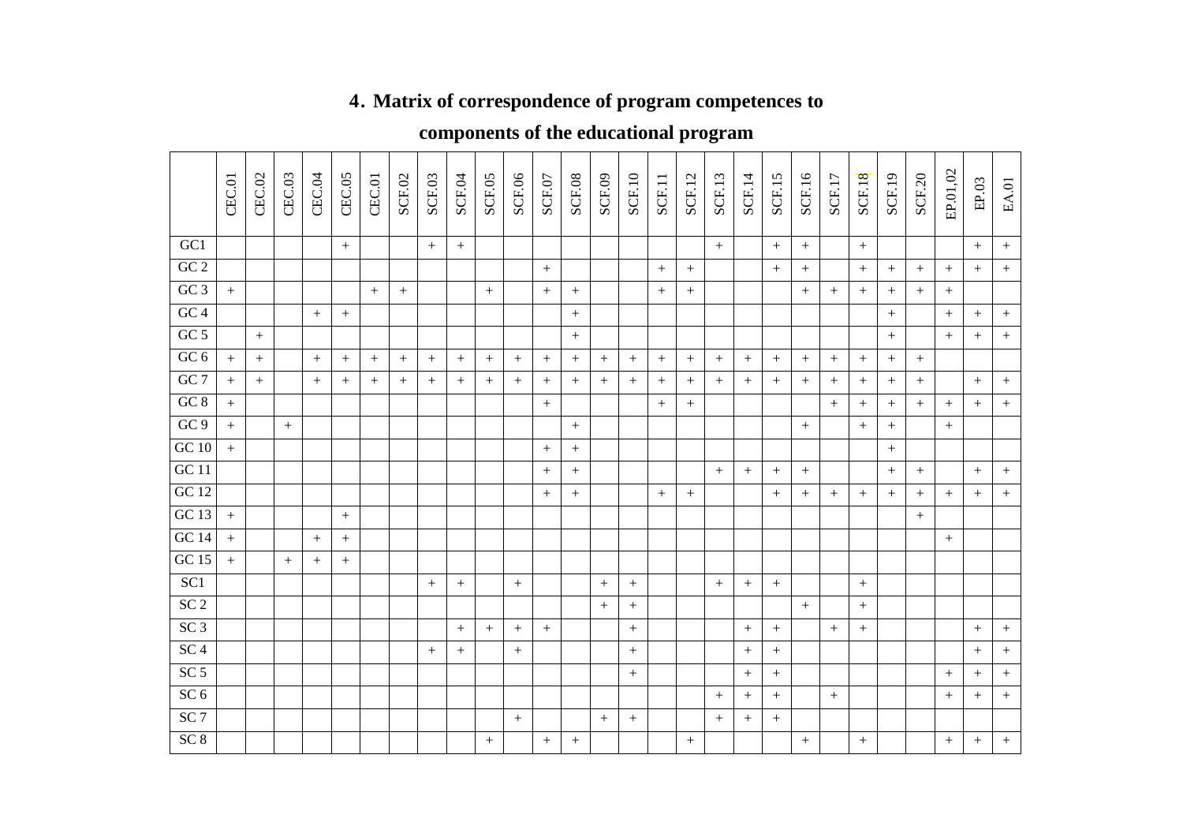# 4. Matrix of correspondence of program competences to components of the educational program

| | CEC.01 | CEC.02 | CEC.03 | CEC.04 | CEC.05 | CEC.01 | SCF.02 | SCF.03 | SCF.04 | SCF.05 | SCF.06 | SCF.07 | SCF.08 | SCF.09 | SCF.10 | SCF.11 | SCF.12 | SCF.13 | SCF.14 | SCF.15 | SCF.16 | SCF.17 | SCF.18 | SCF.19 | SCF.20 | EP.01,02 | EP.03 | EA.01 |
|---|---|---|---|---|---|---|---|---|---|---|---|---|---|---|---|---|---|---|---|---|---|---|---|---|---|---|---|---|
| GC1 | | | | | + | | | + | + | | | | | | | | | + | | + | + | | + | | | | + | + |
| GC 2 | | | | | | | | | | | | + | | | | + | + | | | + | + | | + | + | + | + | + | + |
| GC 3 | + | | | | | + | + | | | + | | + | + | | | + | + | | | | + | + | + | + | + | + | | |
| GC 4 | | | | + | + | | | | | | | | + | | | | | | | | | | | + | | + | + | + |
| GC 5 | | + | | | | | | | | | | | + | | | | | | | | | | | + | | + | + | + |
| GC 6 | + | + | | + | + | + | + | + | + | + | + | + | + | + | + | + | + | + | + | + | + | + | + | + | + | | | |
| GC 7 | + | + | | + | + | + | + | + | + | + | + | + | + | + | + | + | + | + | + | + | + | + | + | + | + | | + | + |
| GC 8 | + | | | | | | | | | | | + | | | | + | + | | | | | + | + | + | + | + | + | + |
| GC 9 | + | | + | | | | | | | | | | + | | | | | | | | + | | + | + | | + | | |
| GC 10 | + | | | | | | | | | | | + | + | | | | | | | | | | | + | | | | |
| GC 11 | | | | | | | | | | | | + | + | | | | | + | + | + | + | | | + | + | | + | + |
| GC 12 | | | | | | | | | | | | + | + | | | + | + | | | + | + | + | + | + | + | + | + | + |
| GC 13 | + | | | | + | | | | | | | | | | | | | | | | | | | | + | | | |
| GC 14 | + | | | + | + | | | | | | | | | | | | | | | | | | | | | + | | |
| GC 15 | + | | + | + | + | | | | | | | | | | | | | | | | | | | | | | | |
| SC1 | | | | | | | | + | + | | + | | | + | + | | | + | + | + | | | + | | | | | |
| SC 2 | | | | | | | | | | | | | | + | + | | | | | | + | | + | | | | | |
| SC 3 | | | | | | | | | + | + | + | + | | | + | | | | + | + | | + | + | | | | + | + |
| SC 4 | | | | | | | | + | + | | + | | | | + | | | | + | + | | | | | | | + | + |
| SC 5 | | | | | | | | | | | | | | | + | | | | + | + | | | | | | + | + | + |
| SC 6 | | | | | | | | | | | | | | | | | | + | + | + | | + | | | | + | + | + |
| SC 7 | | | | | | | | | | | + | | | + | + | | | + | + | + | | | | | | | | |
| SC 8 | | | | | | | | | | + | | + | + | | | | + | | | | + | | + | | | + | + | + |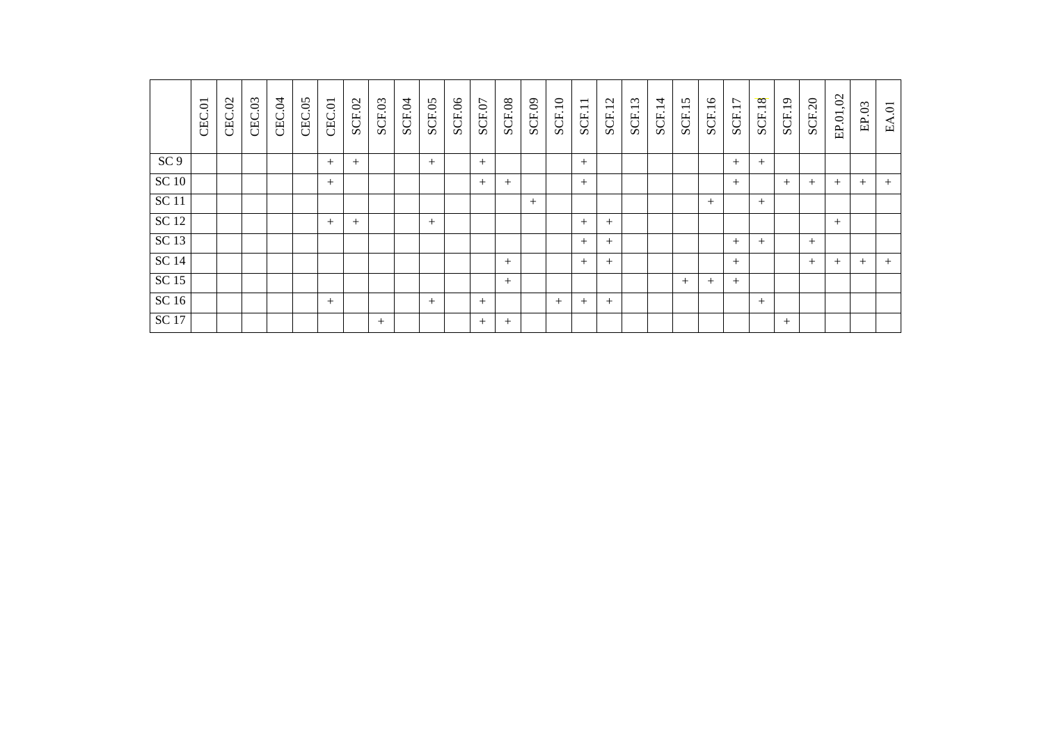| | CEC.01 | CEC.02 | CEC.03 | CEC.04 | CEC.05 | CEC.01 | SCF.02 | SCF.03 | SCF.04 | SCF.05 | SCF.06 | SCF.07 | SCF.08 | SCF.09 | SCF.10 | SCF.11 | SCF.12 | SCF.13 | SCF.14 | SCF.15 | SCF.16 | SCF.17 | SCF.18 | SCF.19 | SCF.20 | EP.01,02 | EP.03 | EA.01 |
|---|---|---|---|---|---|---|---|---|---|---|---|---|---|---|---|---|---|---|---|---|---|---|---|---|---|---|---|---|
| SC 9 | | | | | | + | + | | | + | | + | | | | + | | | | | | + | + | | | | | |
| SC 10 | | | | | | + | | | | | | + | + | | | + | | | | | | + | | + | + | + | + | + |
| SC 11 | | | | | | | | | | | | | | + | | | | | | | + | | + | | | | | |
| SC 12 | | | | | | + | + | | | + | | | | | | + | + | | | | | | | | | + | | |
| SC 13 | | | | | | | | | | | | | | | | + | + | | | | | + | + | | + | | | |
| SC 14 | | | | | | | | | | | | | + | | | + | + | | | | | + | | | + | + | + | + |
| SC 15 | | | | | | | | | | | | | + | | | | | | | + | + | + | | | | | | |
| SC 16 | | | | | | + | | | | + | | + | | | + | + | + | | | | | | + | | | | | |
| SC 17 | | | | | | | | + | | | | + | + | | | | | | | | | | | + | | | | |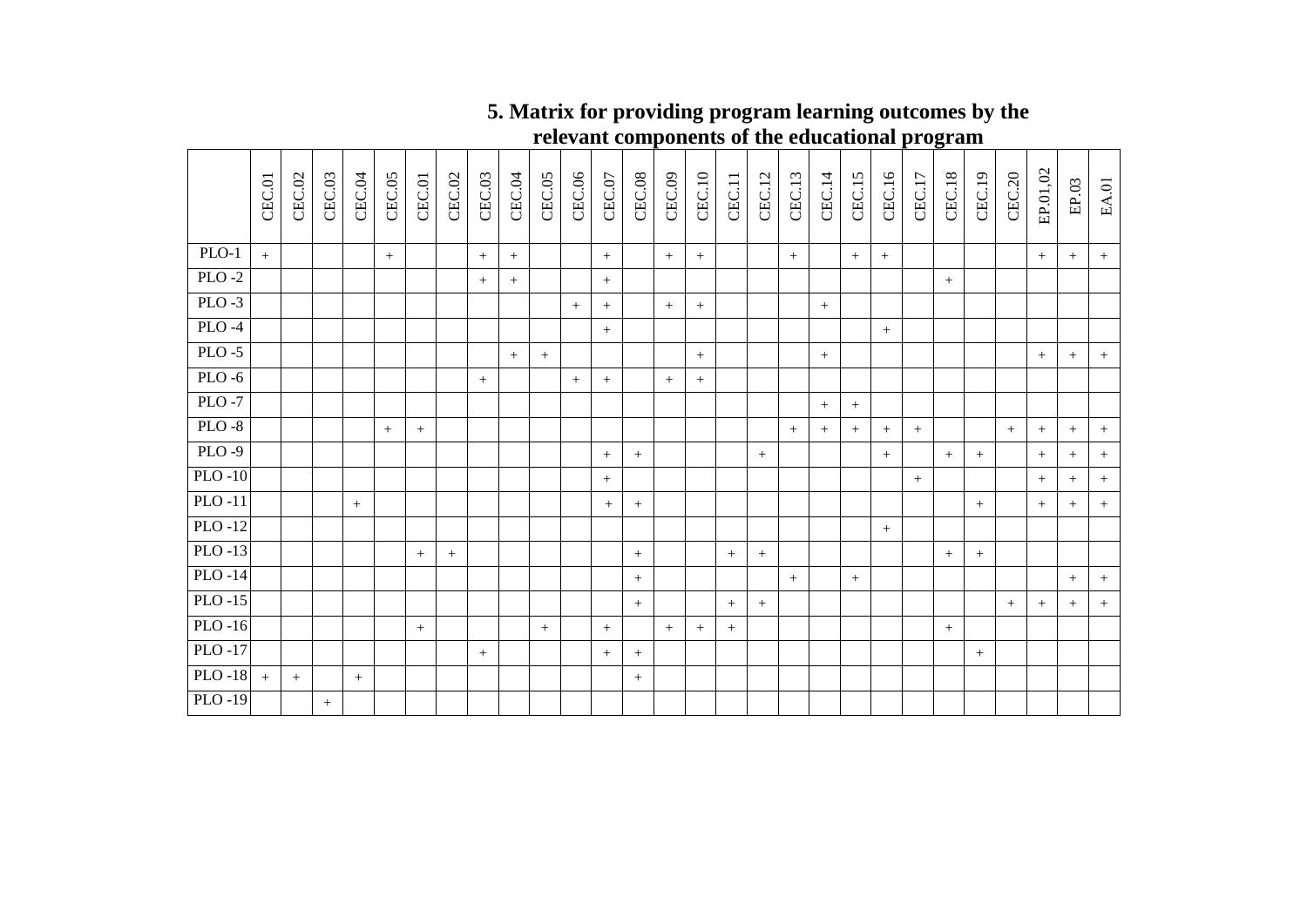## 5. Matrix for providing program learning outcomes by the relevant components of the educational program

| | CEC.01 | CEC.02 | CEC.03 | CEC.04 | CEC.05 | CEC.01 | CEC.02 | CEC.03 | CEC.04 | CEC.05 | CEC.06 | CEC.07 | CEC.08 | CEC.09 | CEC.10 | CEC.11 | CEC.12 | CEC.13 | CEC.14 | CEC.15 | CEC.16 | CEC.17 | CEC.18 | CEC.19 | CEC.20 | EP.01,02 | EP.03 | EA.01 |
|---|---|---|---|---|---|---|---|---|---|---|---|---|---|---|---|---|---|---|---|---|---|---|---|---|---|---|---|---|
| PLO-1 | + | | | | + | | | + | + | | | + | | + | + | | | + | | + | + | | | | | + | + | + |
| PLO -2 | | | | | | | | + | + | | | + | | | | | | | | | | | + | | | | | |
| PLO -3 | | | | | | | | | | | + | + | | + | + | | | | + | | | | | | | | | |
| PLO -4 | | | | | | | | | | | | + | | | | | | | | | + | | | | | | | |
| PLO -5 | | | | | | | | | + | + | | | | | + | | | | + | | | | | | | + | + | + |
| PLO -6 | | | | | | | | + | | | + | + | | + | + | | | | | | | | | | | | | |
| PLO -7 | | | | | | | | | | | | | | | | | | | + | + | | | | | | | | |
| PLO -8 | | | | | + | + | | | | | | | | | | | | + | + | + | + | + | | | + | + | + | + |
| PLO -9 | | | | | | | | | | | | + | + | | | | + | | | | + | | + | + | | + | + | + |
| PLO -10 | | | | | | | | | | | | + | | | | | | | | | | + | | | | + | + | + |
| PLO -11 | | | | + | | | | | | | | + | + | | | | | | | | | | | + | | + | + | + |
| PLO -12 | | | | | | | | | | | | | | | | | | | | | + | | | | | | | |
| PLO -13 | | | | | | + | + | | | | | | + | | | + | + | | | | | | + | + | | | | |
| PLO -14 | | | | | | | | | | | | | + | | | | | + | | + | | | | | | | + | + |
| PLO -15 | | | | | | | | | | | | | + | | | + | + | | | | | | | | + | + | + | + |
| PLO -16 | | | | | | + | | | | + | | + | | + | + | + | | | | | | | + | | | | | |
| PLO -17 | | | | | | | | + | | | | + | + | | | | | | | | | | | + | | | | |
| PLO -18 | + | + | | + | | | | | | | | | + | | | | | | | | | | | | | | | |
| PLO -19 | | | + | | | | | | | | | | | | | | | | | | | | | | | | | |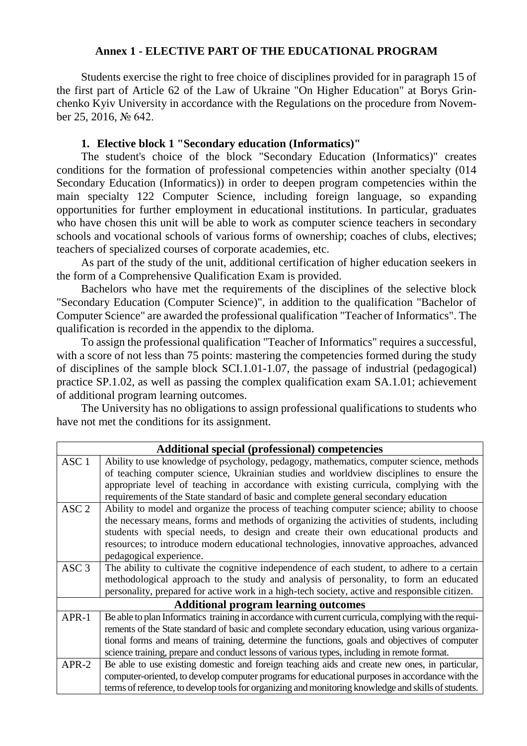### Annex 1 - ELECTIVE PART OF THE EDUCATIONAL PROGRAM

Students exercise the right to free choice of disciplines provided for in paragraph 15 of the first part of Article 62 of the Law of Ukraine "On Higher Education" at Borys Grinchenko Kyiv University in accordance with the Regulations on the procedure from November 25, 2016, № 642.

#### 1. Elective block 1 "Secondary education (Informatics)"

The student's choice of the block "Secondary Education (Informatics)" creates conditions for the formation of professional competencies within another specialty (014 Secondary Education (Informatics)) in order to deepen program competencies within the main specialty 122 Computer Science, including foreign language, so expanding opportunities for further employment in educational institutions. In particular, graduates who have chosen this unit will be able to work as computer science teachers in secondary schools and vocational schools of various forms of ownership; coaches of clubs, electives; teachers of specialized courses of corporate academies, etc.

As part of the study of the unit, additional certification of higher education seekers in the form of a Comprehensive Qualification Exam is provided.

Bachelors who have met the requirements of the disciplines of the selective block "Secondary Education (Computer Science)", in addition to the qualification "Bachelor of Computer Science" are awarded the professional qualification "Teacher of Informatics". The qualification is recorded in the appendix to the diploma.

To assign the professional qualification "Teacher of Informatics" requires a successful, with a score of not less than 75 points: mastering the competencies formed during the study of disciplines of the sample block SCI.1.01-1.07, the passage of industrial (pedagogical) practice SP.1.02, as well as passing the complex qualification exam SA.1.01; achievement of additional program learning outcomes.

The University has no obligations to assign professional qualifications to students who have not met the conditions for its assignment.

| **Additional special (professional) competencies** | |
|---|---|
| ASC 1 | Ability to use knowledge of psychology, pedagogy, mathematics, computer science, methods of teaching computer science, Ukrainian studies and worldview disciplines to ensure the appropriate level of teaching in accordance with existing curricula, complying with the requirements of the State standard of basic and complete general secondary education |
| ASC 2 | Ability to model and organize the process of teaching computer science; ability to choose the necessary means, forms and methods of organizing the activities of students, including students with special needs, to design and create their own educational products and resources; to introduce modern educational technologies, innovative approaches, advanced pedagogical experience. |
| ASC 3 | The ability to cultivate the cognitive independence of each student, to adhere to a certain methodological approach to the study and analysis of personality, to form an educated personality, prepared for active work in a high-tech society, active and responsible citizen. |
| **Additional program learning outcomes** | |
| APR-1 | Be able to plan Informatics training in accordance with current curricula, complying with the requirements of the State standard of basic and complete secondary education, using various organizational forms and means of training, determine the functions, goals and objectives of computer science training, prepare and conduct lessons of various types, including in remote format. |
| APR-2 | Be able to use existing domestic and foreign teaching aids and create new ones, in particular, computer-oriented, to develop computer programs for educational purposes in accordance with the terms of reference, to develop tools for organizing and monitoring knowledge and skills of students. |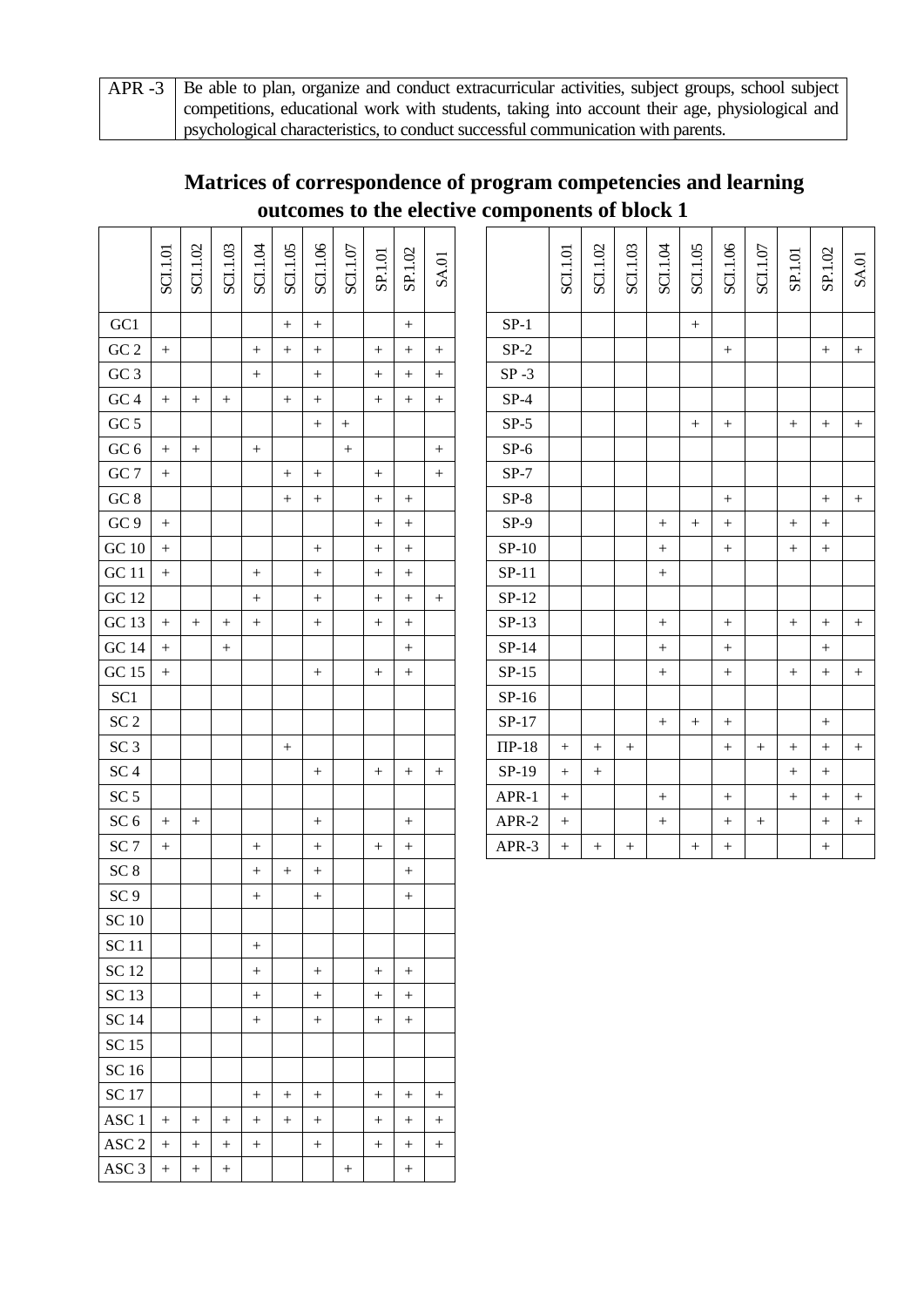| APR -3 | Be able to plan, organize and conduct extracurricular activities, subject groups, school subject competitions, educational work with students, taking into account their age, physiological and psychological characteristics, to conduct successful communication with parents. |
|---|---|

## Matrices of correspondence of program competencies and learning outcomes to the elective components of block 1

| | SCI.1.01 | SCI.1.02 | SCI.1.03 | SCI.1.04 | SCI.1.05 | SCI.1.06 | SCI.1.07 | SP.1.01 | SP.1.02 | SA.01 |
|---|---|---|---|---|---|---|---|---|---|---|
| GC1 | | | | | + | + | | | + | |
| GC 2 | + | | | + | + | + | | + | + | + |
| GC 3 | | | | + | | + | | + | + | + |
| GC 4 | + | + | + | | + | + | | + | + | + |
| GC 5 | | | | | | + | + | | | |
| GC 6 | + | + | | + | | | + | | | + |
| GC 7 | + | | | | + | + | | + | | + |
| GC 8 | | | | | + | + | | + | + | |
| GC 9 | + | | | | | | | + | + | |
| GC 10 | + | | | | | + | | + | + | |
| GC 11 | + | | | + | | + | | + | + | |
| GC 12 | | | | + | | + | | + | + | + |
| GC 13 | + | + | + | + | | + | | + | + | |
| GC 14 | + | | + | | | | | | + | |
| GC 15 | + | | | | | + | | + | + | |
| SC1 | | | | | | | | | | |
| SC 2 | | | | | | | | | | |
| SC 3 | | | | | + | | | | | |
| SC 4 | | | | | | + | | + | + | + |
| SC 5 | | | | | | | | | | |
| SC 6 | + | + | | | | + | | | + | |
| SC 7 | + | | | + | | + | | + | + | |
| SC 8 | | | | + | + | + | | | + | |
| SC 9 | | | | + | | + | | | + | |
| SC 10 | | | | | | | | | | |
| SC 11 | | | | + | | | | | | |
| SC 12 | | | | + | | + | | + | + | |
| SC 13 | | | | + | | + | | + | + | |
| SC 14 | | | | + | | + | | + | + | |
| SC 15 | | | | | | | | | | |
| SC 16 | | | | | | | | | | |
| SC 17 | | | | + | + | + | | + | + | + |
| ASC 1 | + | + | + | + | + | + | | + | + | + |
| ASC 2 | + | + | + | + | | + | | + | + | + |
| ASC 3 | + | + | + | | | | + | | + | |

| | SCI.1.01 | SCI.1.02 | SCI.1.03 | SCI.1.04 | SCI.1.05 | SCI.1.06 | SCI.1.07 | SP.1.01 | SP.1.02 | SA.01 |
|---|---|---|---|---|---|---|---|---|---|---|
| SP-1 | | | | | + | | | | | |
| SP-2 | | | | | | + | | | + | + |
| SP -3 | | | | | | | | | | |
| SP-4 | | | | | | | | | | |
| SP-5 | | | | | + | + | | + | + | + |
| SP-6 | | | | | | | | | | |
| SP-7 | | | | | | | | | | |
| SP-8 | | | | | | + | | | + | + |
| SP-9 | | | | + | + | + | | + | + | |
| SP-10 | | | | + | | + | | + | + | |
| SP-11 | | | | + | | | | | | |
| SP-12 | | | | | | | | | | |
| SP-13 | | | | + | | + | | + | + | + |
| SP-14 | | | | + | | + | | | + | |
| SP-15 | | | | + | | + | | + | + | + |
| SP-16 | | | | | | | | | | |
| SP-17 | | | | + | + | + | | | + | |
| ПР-18 | + | + | + | | | + | + | + | + | + |
| SP-19 | + | + | | | | | | + | + | |
| APR-1 | + | | | + | | + | | + | + | + |
| APR-2 | + | | | + | | + | + | | + | + |
| APR-3 | + | + | + | | + | + | | | + | |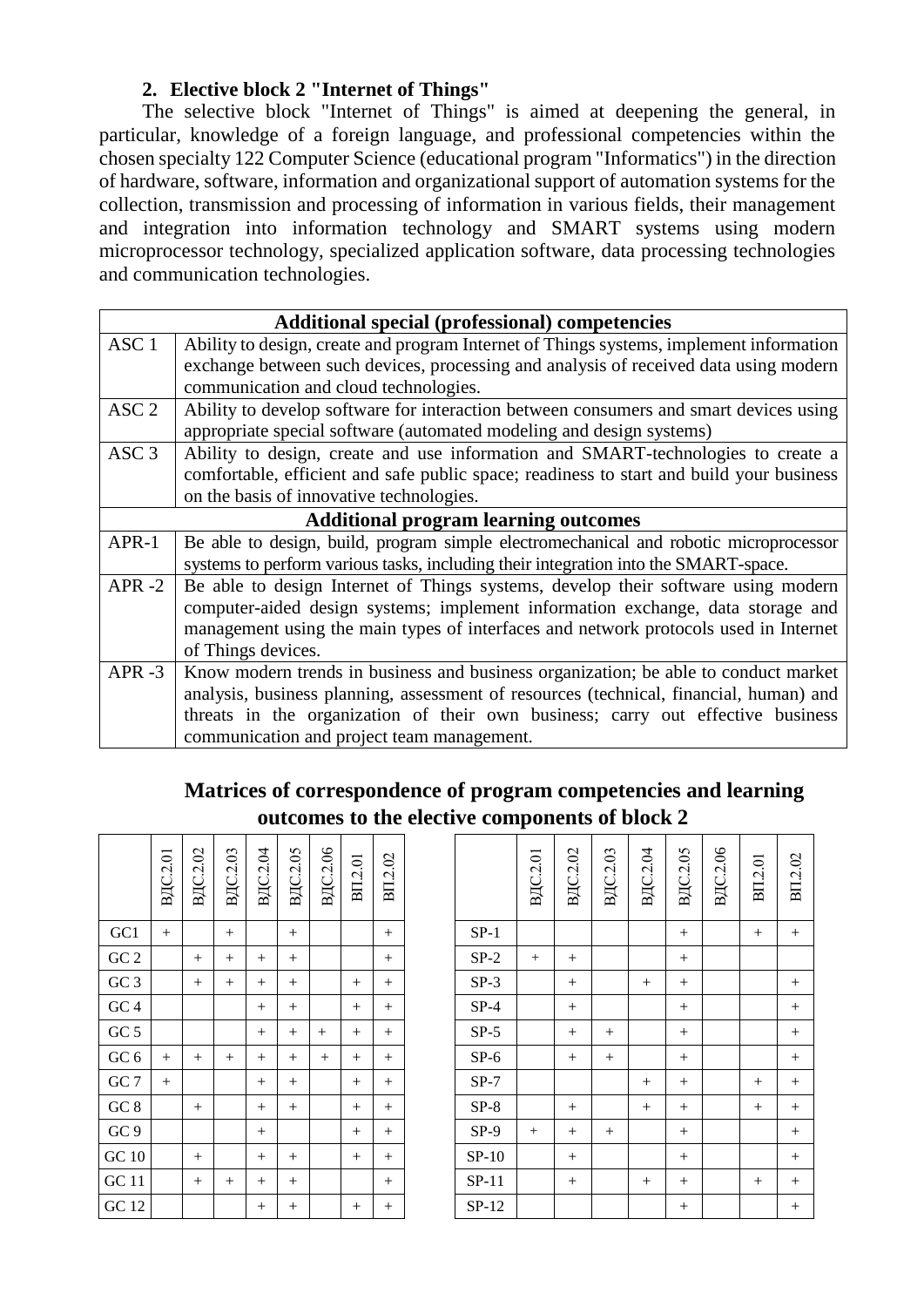## 2. Elective block 2 "Internet of Things"

The selective block "Internet of Things" is aimed at deepening the general, in particular, knowledge of a foreign language, and professional competencies within the chosen specialty 122 Computer Science (educational program "Informatics") in the direction of hardware, software, information and organizational support of automation systems for the collection, transmission and processing of information in various fields, their management and integration into information technology and SMART systems using modern microprocessor technology, specialized application software, data processing technologies and communication technologies.

| **Additional special (professional) competencies** | |
|---|---|
| ASC 1 | Ability to design, create and program Internet of Things systems, implement information exchange between such devices, processing and analysis of received data using modern communication and cloud technologies. |
| ASC 2 | Ability to develop software for interaction between consumers and smart devices using appropriate special software (automated modeling and design systems) |
| ASC 3 | Ability to design, create and use information and SMART-technologies to create a comfortable, efficient and safe public space; readiness to start and build your business on the basis of innovative technologies. |
| **Additional program learning outcomes** | |
| APR-1 | Be able to design, build, program simple electromechanical and robotic microprocessor systems to perform various tasks, including their integration into the SMART-space. |
| APR -2 | Be able to design Internet of Things systems, develop their software using modern computer-aided design systems; implement information exchange, data storage and management using the main types of interfaces and network protocols used in Internet of Things devices. |
| APR -3 | Know modern trends in business and business organization; be able to conduct market analysis, business planning, assessment of resources (technical, financial, human) and threats in the organization of their own business; carry out effective business communication and project team management. |

## Matrices of correspondence of program competencies and learning outcomes to the elective components of block 2

| | ВДС.2.01 | ВДС.2.02 | ВДС.2.03 | ВДС.2.04 | ВДС.2.05 | ВДС.2.06 | ВП.2.01 | ВП.2.02 |
|---|---|---|---|---|---|---|---|---|
| GC1 | + | | + | | + | | | + |
| GC 2 | | + | + | + | + | | | + |
| GC 3 | | + | + | + | + | | + | + |
| GC 4 | | | | + | + | | + | + |
| GC 5 | | | | + | + | + | + | + |
| GC 6 | + | + | + | + | + | + | + | + |
| GC 7 | + | | | + | + | | + | + |
| GC 8 | | + | | + | + | | + | + |
| GC 9 | | | | + | | | + | + |
| GC 10 | | + | | + | + | | + | + |
| GC 11 | | + | + | + | + | | | + |
| GC 12 | | | | + | + | | + | + |

| | ВДС.2.01 | ВДС.2.02 | ВДС.2.03 | ВДС.2.04 | ВДС.2.05 | ВДС.2.06 | ВП.2.01 | ВП.2.02 |
|---|---|---|---|---|---|---|---|---|
| SP-1 | | | | | + | | + | + |
| SP-2 | + | + | | | + | | | |
| SP-3 | | + | | + | + | | | + |
| SP-4 | | + | | | + | | | + |
| SP-5 | | + | + | | + | | | + |
| SP-6 | | + | + | | + | | | + |
| SP-7 | | | | + | + | | + | + |
| SP-8 | | + | | + | + | | + | + |
| SP-9 | + | + | + | | + | | | + |
| SP-10 | | + | | | + | | | + |
| SP-11 | | + | | + | + | | + | + |
| SP-12 | | | | | + | | | + |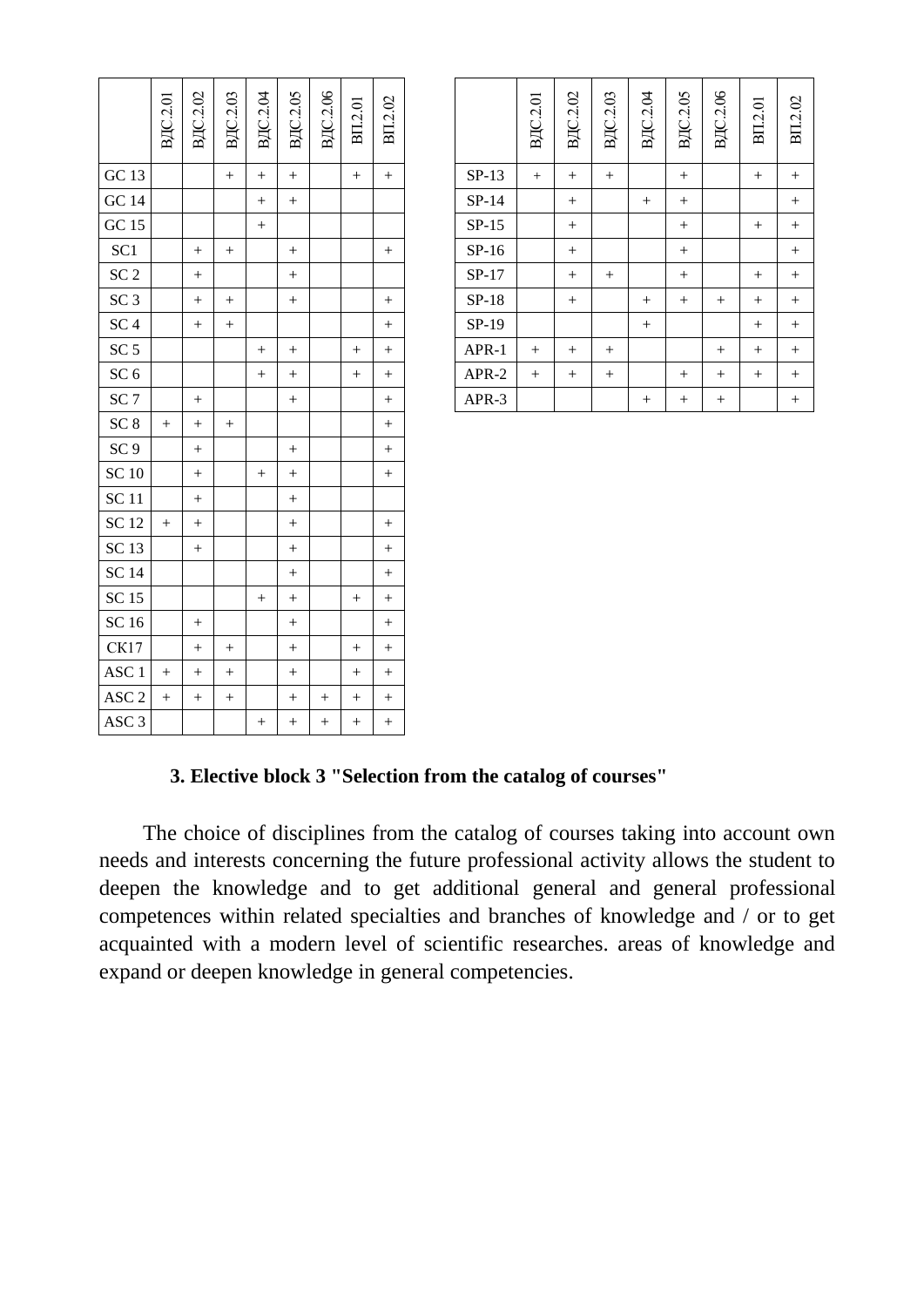| | ВДС.2.01 | ВДС.2.02 | ВДС.2.03 | ВДС.2.04 | ВДС.2.05 | ВДС.2.06 | ВП.2.01 | ВП.2.02 |
|---|---|---|---|---|---|---|---|---|
| GC 13 | | | + | + | + | | + | + |
| GC 14 | | | | + | + | | | |
| GC 15 | | | | + | | | | |
| SC1 | | + | + | | + | | | + |
| SC 2 | | + | | | + | | | |
| SC 3 | | + | + | | + | | | + |
| SC 4 | | + | + | | | | | + |
| SC 5 | | | | + | + | | + | + |
| SC 6 | | | | + | + | | + | + |
| SC 7 | | + | | | + | | | + |
| SC 8 | + | + | + | | | | | + |
| SC 9 | | + | | | + | | | + |
| SC 10 | | + | | + | + | | | + |
| SC 11 | | + | | | + | | | |
| SC 12 | + | + | | | + | | | + |
| SC 13 | | + | | | + | | | + |
| SC 14 | | | | | + | | | + |
| SC 15 | | | | + | + | | + | + |
| SC 16 | | + | | | + | | | + |
| СК17 | | + | + | | + | | + | + |
| ASC 1 | + | + | + | | + | | + | + |
| ASC 2 | + | + | + | | + | + | + | + |
| ASC 3 | | | | + | + | + | + | + |

| | ВДС.2.01 | ВДС.2.02 | ВДС.2.03 | ВДС.2.04 | ВДС.2.05 | ВДС.2.06 | ВП.2.01 | ВП.2.02 |
|---|---|---|---|---|---|---|---|---|
| SP-13 | + | + | + | | + | | + | + |
| SP-14 | | + | | + | + | | | + |
| SP-15 | | + | | | + | | + | + |
| SP-16 | | + | | | + | | | + |
| SP-17 | | + | + | | + | | + | + |
| SP-18 | | + | | + | + | + | + | + |
| SP-19 | | | | + | | | + | + |
| APR-1 | + | + | + | | | + | + | + |
| APR-2 | + | + | + | | + | + | + | + |
| APR-3 | | | | + | + | + | | + |

### 3. Elective block 3 "Selection from the catalog of courses"

The choice of disciplines from the catalog of courses taking into account own needs and interests concerning the future professional activity allows the student to deepen the knowledge and to get additional general and general professional competences within related specialties and branches of knowledge and / or to get acquainted with a modern level of scientific researches. areas of knowledge and expand or deepen knowledge in general competencies.